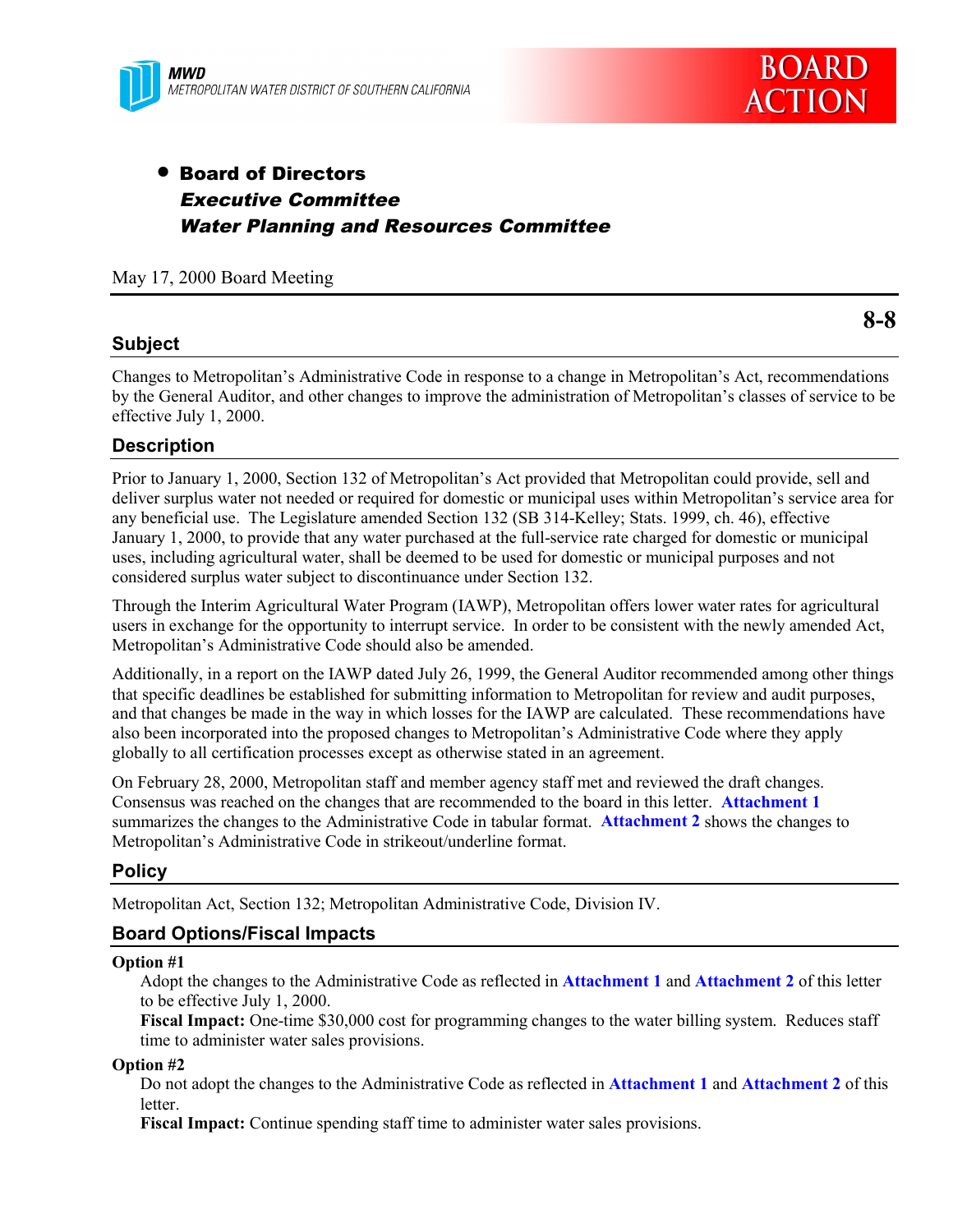MWD
METROPOLITAN WATER DISTRICT OF SOUTHERN CALIFORNIA

BOARD ACTION

- **Board of Directors**
  ***Executive Committee***
  ***Water Planning and Resources Committee***

May 17, 2000 Board Meeting

**8-8**

## Subject

Changes to Metropolitan's Administrative Code in response to a change in Metropolitan's Act, recommendations by the General Auditor, and other changes to improve the administration of Metropolitan's classes of service to be effective July 1, 2000.

## Description

Prior to January 1, 2000, Section 132 of Metropolitan's Act provided that Metropolitan could provide, sell and deliver surplus water not needed or required for domestic or municipal uses within Metropolitan's service area for any beneficial use. The Legislature amended Section 132 (SB 314-Kelley; Stats. 1999, ch. 46), effective January 1, 2000, to provide that any water purchased at the full-service rate charged for domestic or municipal uses, including agricultural water, shall be deemed to be used for domestic or municipal purposes and not considered surplus water subject to discontinuance under Section 132.

Through the Interim Agricultural Water Program (IAWP), Metropolitan offers lower water rates for agricultural users in exchange for the opportunity to interrupt service. In order to be consistent with the newly amended Act, Metropolitan's Administrative Code should also be amended.

Additionally, in a report on the IAWP dated July 26, 1999, the General Auditor recommended among other things that specific deadlines be established for submitting information to Metropolitan for review and audit purposes, and that changes be made in the way in which losses for the IAWP are calculated. These recommendations have also been incorporated into the proposed changes to Metropolitan's Administrative Code where they apply globally to all certification processes except as otherwise stated in an agreement.

On February 28, 2000, Metropolitan staff and member agency staff met and reviewed the draft changes. Consensus was reached on the changes that are recommended to the board in this letter. **Attachment 1** summarizes the changes to the Administrative Code in tabular format. **Attachment 2** shows the changes to Metropolitan's Administrative Code in strikeout/underline format.

## Policy

Metropolitan Act, Section 132; Metropolitan Administrative Code, Division IV.

## Board Options/Fiscal Impacts

**Option #1**

Adopt the changes to the Administrative Code as reflected in **Attachment 1** and **Attachment 2** of this letter to be effective July 1, 2000.

**Fiscal Impact:** One-time $30,000 cost for programming changes to the water billing system. Reduces staff time to administer water sales provisions.

**Option #2**

Do not adopt the changes to the Administrative Code as reflected in **Attachment 1** and **Attachment 2** of this letter.

**Fiscal Impact:** Continue spending staff time to administer water sales provisions.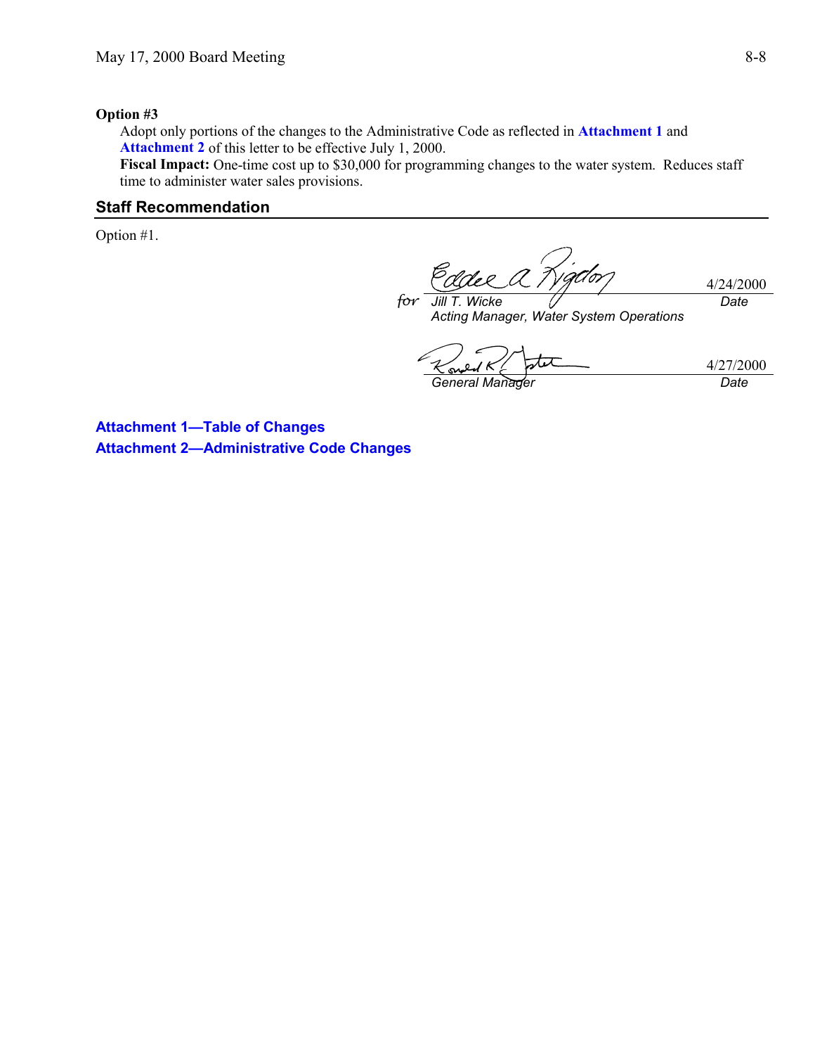**Option #3**

Adopt only portions of the changes to the Administrative Code as reflected in **Attachment 1** and **Attachment 2** of this letter to be effective July 1, 2000.

**Fiscal Impact:** One-time cost up to $30,000 for programming changes to the water system. Reduces staff time to administer water sales provisions.

## Staff Recommendation

Option #1.

for *Jill T. Wicke* — 4/24/2000

*Acting Manager, Water System Operations* — *Date*

*General Manager* — 4/27/2000

*Date*

**Attachment 1—Table of Changes**

**Attachment 2—Administrative Code Changes**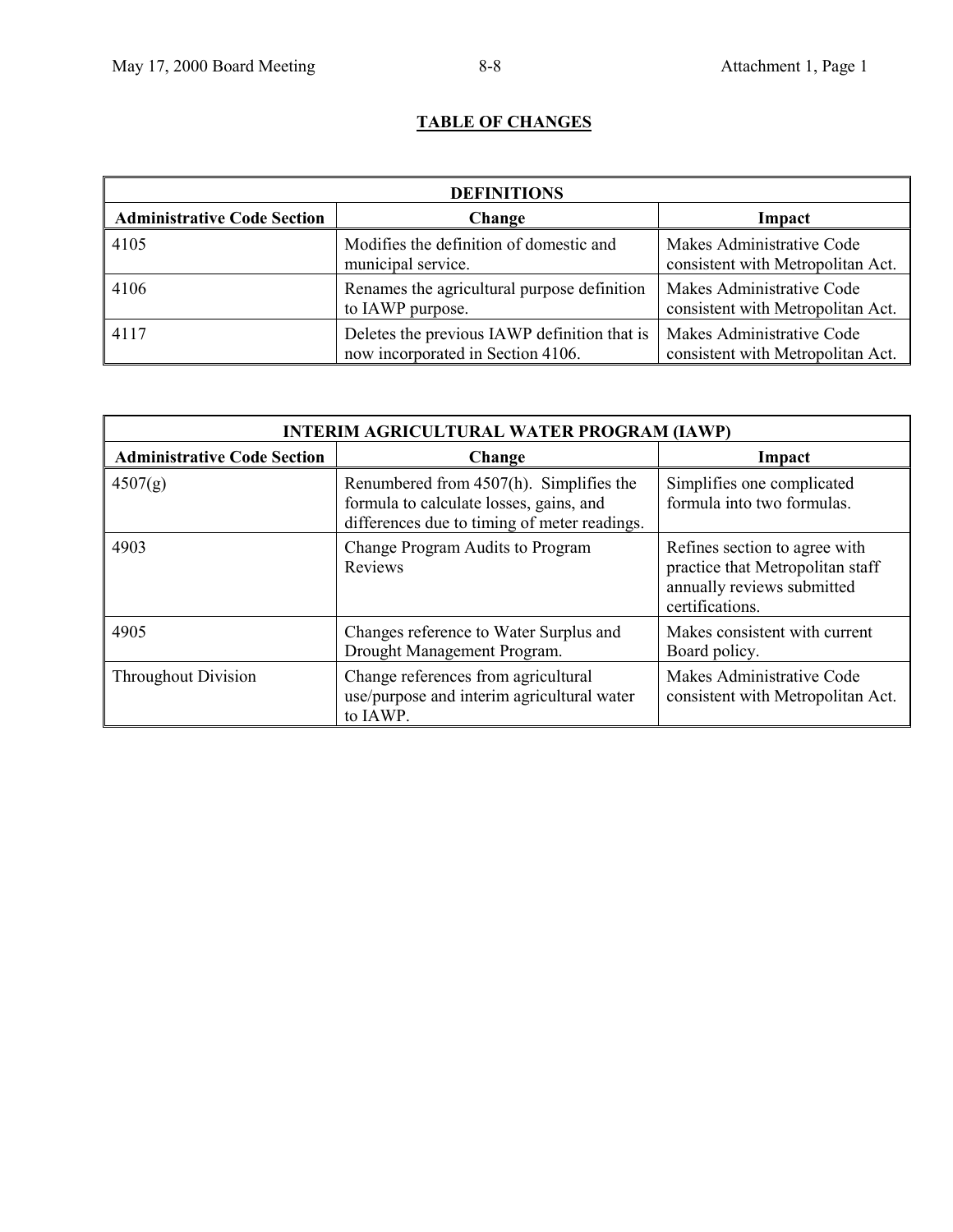## TABLE OF CHANGES

| DEFINITIONS | | |
|---|---|---|
| **Administrative Code Section** | **Change** | **Impact** |
| 4105 | Modifies the definition of domestic and municipal service. | Makes Administrative Code consistent with Metropolitan Act. |
| 4106 | Renames the agricultural purpose definition to IAWP purpose. | Makes Administrative Code consistent with Metropolitan Act. |
| 4117 | Deletes the previous IAWP definition that is now incorporated in Section 4106. | Makes Administrative Code consistent with Metropolitan Act. |

| INTERIM AGRICULTURAL WATER PROGRAM (IAWP) | | |
|---|---|---|
| **Administrative Code Section** | **Change** | **Impact** |
| 4507(g) | Renumbered from 4507(h). Simplifies the formula to calculate losses, gains, and differences due to timing of meter readings. | Simplifies one complicated formula into two formulas. |
| 4903 | Change Program Audits to Program Reviews | Refines section to agree with practice that Metropolitan staff annually reviews submitted certifications. |
| 4905 | Changes reference to Water Surplus and Drought Management Program. | Makes consistent with current Board policy. |
| Throughout Division | Change references from agricultural use/purpose and interim agricultural water to IAWP. | Makes Administrative Code consistent with Metropolitan Act. |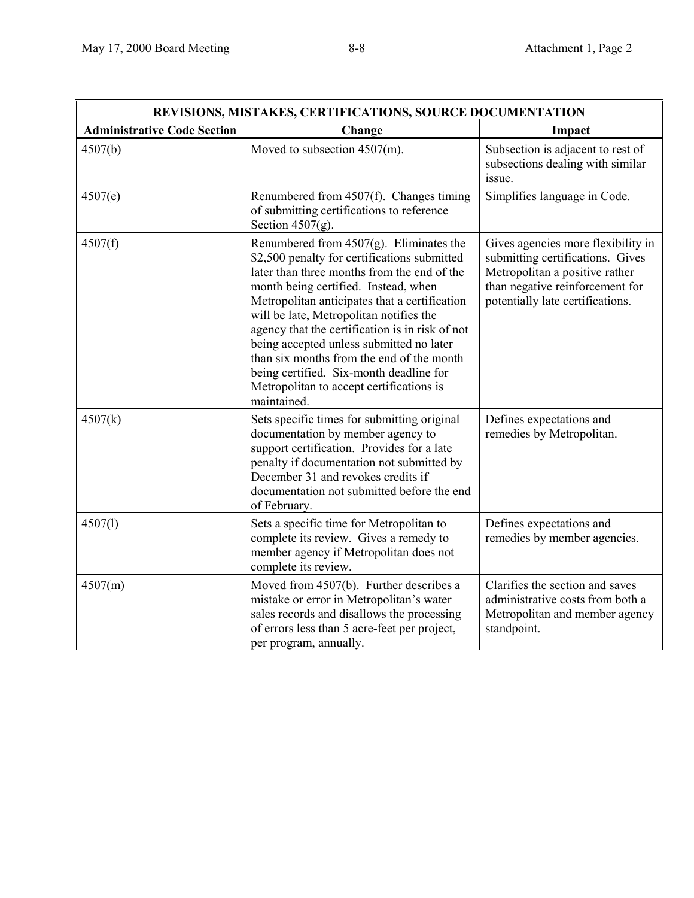| REVISIONS, MISTAKES, CERTIFICATIONS, SOURCE DOCUMENTATION | | |
|---|---|---|
| **Administrative Code Section** | **Change** | **Impact** |
| 4507(b) | Moved to subsection 4507(m). | Subsection is adjacent to rest of subsections dealing with similar issue. |
| 4507(e) | Renumbered from 4507(f). Changes timing of submitting certifications to reference Section 4507(g). | Simplifies language in Code. |
| 4507(f) | Renumbered from 4507(g). Eliminates the $2,500 penalty for certifications submitted later than three months from the end of the month being certified. Instead, when Metropolitan anticipates that a certification will be late, Metropolitan notifies the agency that the certification is in risk of not being accepted unless submitted no later than six months from the end of the month being certified. Six-month deadline for Metropolitan to accept certifications is maintained. | Gives agencies more flexibility in submitting certifications. Gives Metropolitan a positive rather than negative reinforcement for potentially late certifications. |
| 4507(k) | Sets specific times for submitting original documentation by member agency to support certification. Provides for a late penalty if documentation not submitted by December 31 and revokes credits if documentation not submitted before the end of February. | Defines expectations and remedies by Metropolitan. |
| 4507(l) | Sets a specific time for Metropolitan to complete its review. Gives a remedy to member agency if Metropolitan does not complete its review. | Defines expectations and remedies by member agencies. |
| 4507(m) | Moved from 4507(b). Further describes a mistake or error in Metropolitan's water sales records and disallows the processing of errors less than 5 acre-feet per project, per program, annually. | Clarifies the section and saves administrative costs from both a Metropolitan and member agency standpoint. |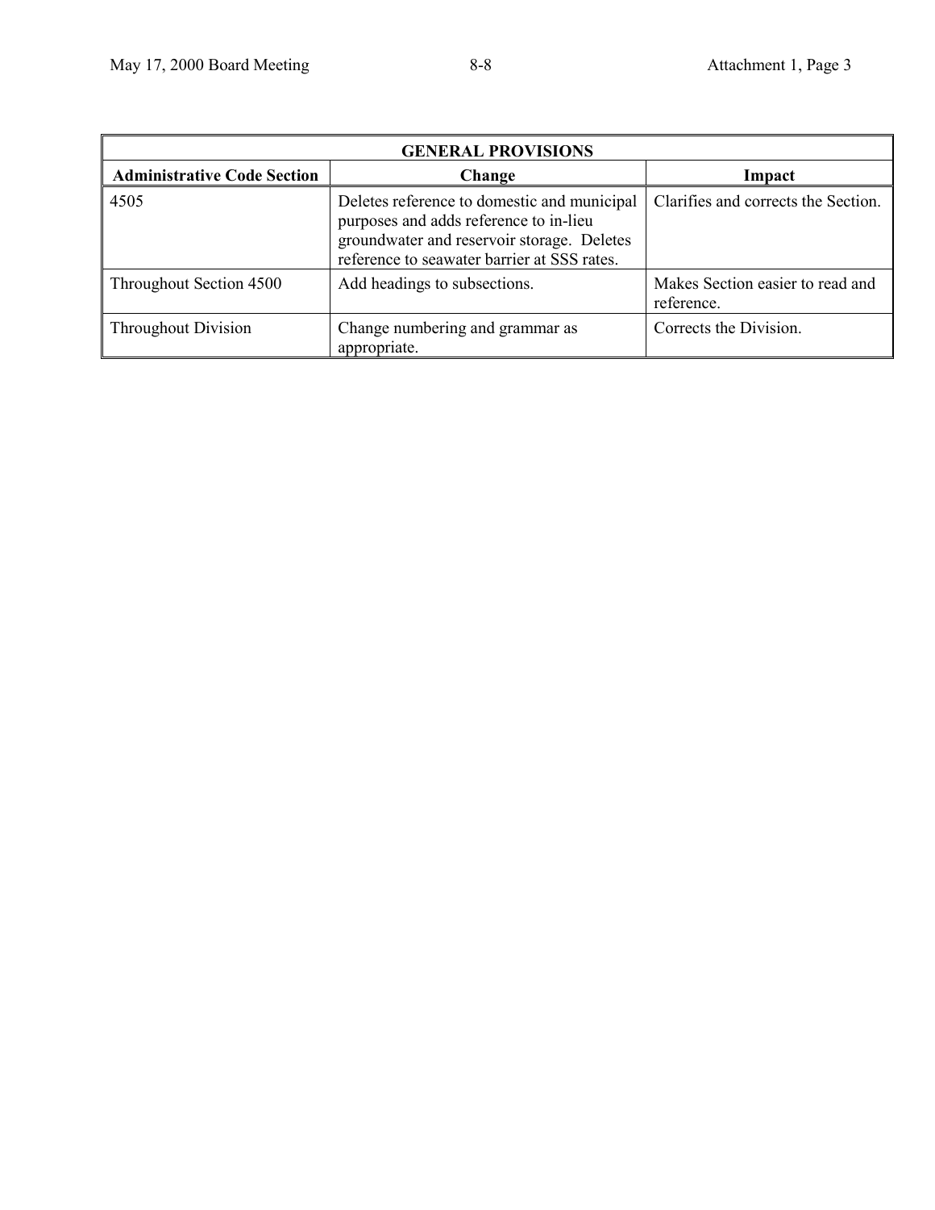| GENERAL PROVISIONS | | |
|---|---|---|
| **Administrative Code Section** | **Change** | **Impact** |
| 4505 | Deletes reference to domestic and municipal purposes and adds reference to in-lieu groundwater and reservoir storage. Deletes reference to seawater barrier at SSS rates. | Clarifies and corrects the Section. |
| Throughout Section 4500 | Add headings to subsections. | Makes Section easier to read and reference. |
| Throughout Division | Change numbering and grammar as appropriate. | Corrects the Division. |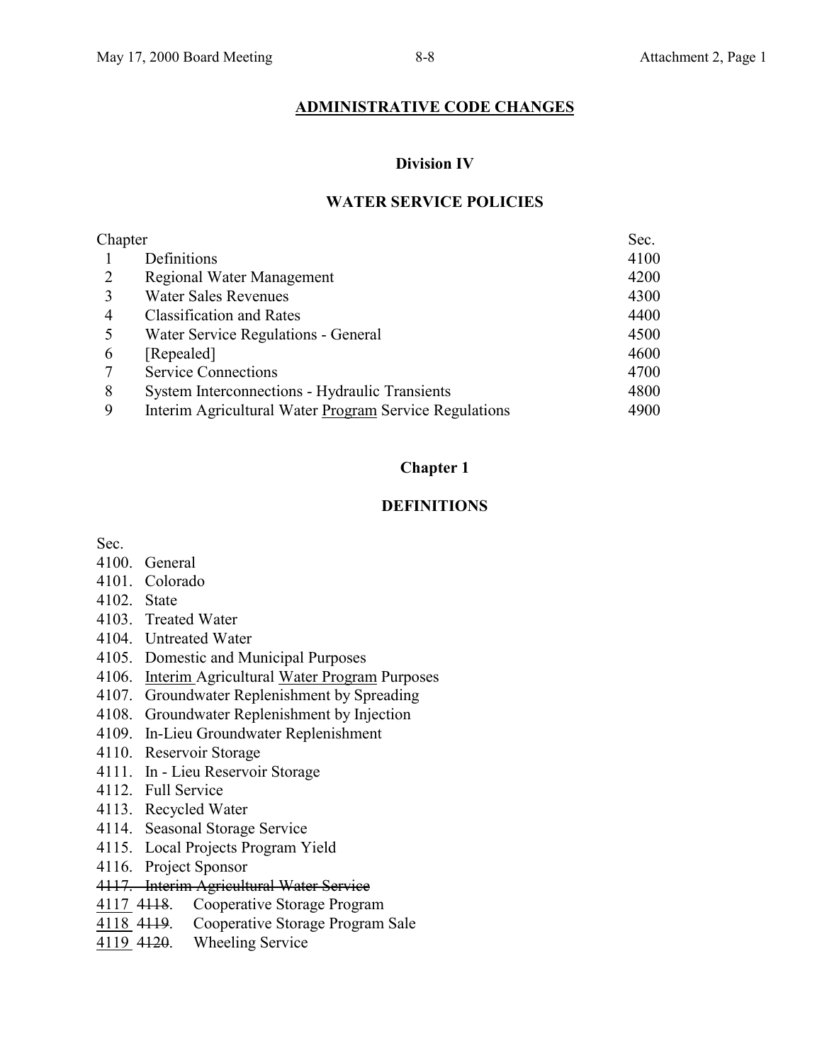## ADMINISTRATIVE CODE CHANGES

### Division IV

### WATER SERVICE POLICIES

| Chapter | | Sec. |
|---|---|---|
| 1 | Definitions | 4100 |
| 2 | Regional Water Management | 4200 |
| 3 | Water Sales Revenues | 4300 |
| 4 | Classification and Rates | 4400 |
| 5 | Water Service Regulations - General | 4500 |
| 6 | [Repealed] | 4600 |
| 7 | Service Connections | 4700 |
| 8 | System Interconnections - Hydraulic Transients | 4800 |
| 9 | Interim Agricultural Water <u>Program</u> Service Regulations | 4900 |

### Chapter 1

### DEFINITIONS

Sec.

4100. General
4101. Colorado
4102. State
4103. Treated Water
4104. Untreated Water
4105. Domestic and Municipal Purposes
4106. <u>Interim</u> Agricultural <u>Water Program</u> Purposes
4107. Groundwater Replenishment by Spreading
4108. Groundwater Replenishment by Injection
4109. In-Lieu Groundwater Replenishment
4110. Reservoir Storage
4111. In - Lieu Reservoir Storage
4112. Full Service
4113. Recycled Water
4114. Seasonal Storage Service
4115. Local Projects Program Yield
4116. Project Sponsor
~~4117. Interim Agricultural Water Service~~
<u>4117</u> ~~4118~~. Cooperative Storage Program
<u>4118</u> ~~4119~~. Cooperative Storage Program Sale
<u>4119</u> ~~4120~~. Wheeling Service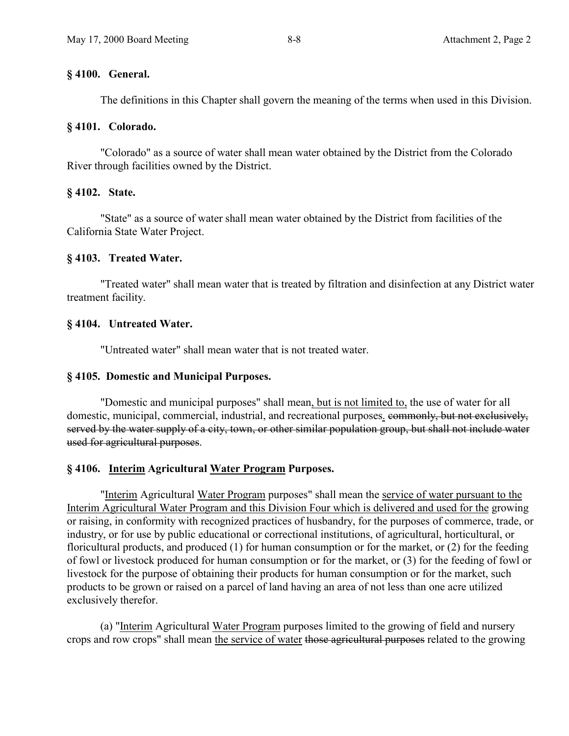### § 4100. General.

The definitions in this Chapter shall govern the meaning of the terms when used in this Division.

### § 4101. Colorado.

"Colorado" as a source of water shall mean water obtained by the District from the Colorado River through facilities owned by the District.

### § 4102. State.

"State" as a source of water shall mean water obtained by the District from facilities of the California State Water Project.

### § 4103. Treated Water.

"Treated water" shall mean water that is treated by filtration and disinfection at any District water treatment facility.

### § 4104. Untreated Water.

"Untreated water" shall mean water that is not treated water.

### § 4105. Domestic and Municipal Purposes.

"Domestic and municipal purposes" shall mean<u>, but is not limited to,</u> the use of water for all domestic, municipal, commercial, industrial, and recreational purposes<u>.</u> ~~commonly, but not exclusively, served by the water supply of a city, town, or other similar population group, but shall not include water used for agricultural purposes~~.

### § 4106. <u>Interim</u> Agricultural <u>Water Program</u> Purposes.

"<u>Interim</u> Agricultural <u>Water Program</u> purposes" shall mean the <u>service of water pursuant to the Interim Agricultural Water Program and this Division Four which is delivered and used for the</u> growing or raising, in conformity with recognized practices of husbandry, for the purposes of commerce, trade, or industry, or for use by public educational or correctional institutions, of agricultural, horticultural, or floricultural products, and produced (1) for human consumption or for the market, or (2) for the feeding of fowl or livestock produced for human consumption or for the market, or (3) for the feeding of fowl or livestock for the purpose of obtaining their products for human consumption or for the market, such products to be grown or raised on a parcel of land having an area of not less than one acre utilized exclusively therefor.

(a) "<u>Interim</u> Agricultural <u>Water Program</u> purposes limited to the growing of field and nursery crops and row crops" shall mean <u>the service of water</u> ~~those agricultural purposes~~ related to the growing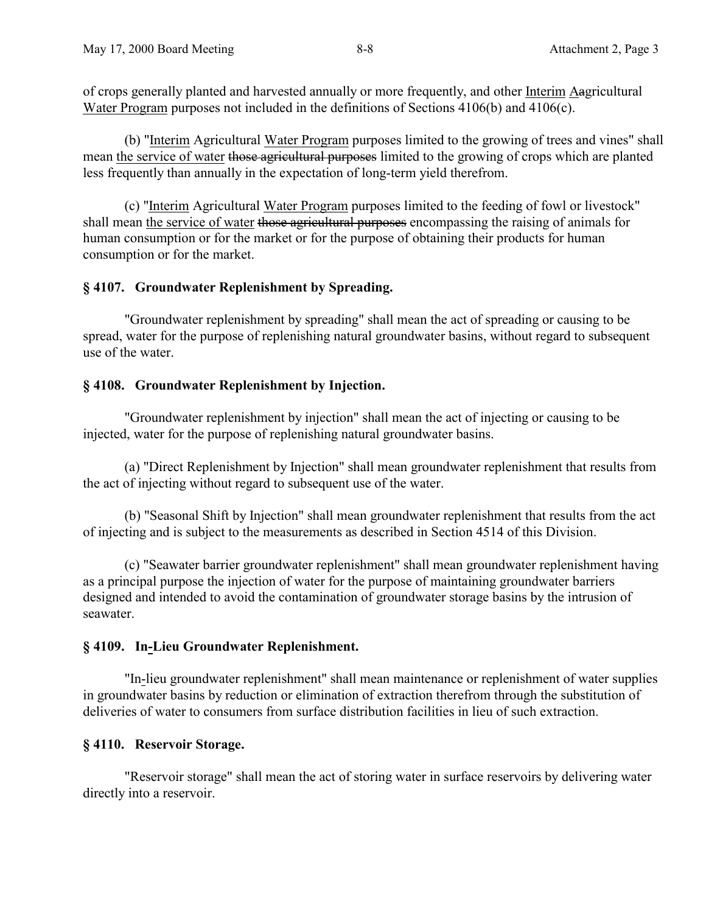of crops generally planted and harvested annually or more frequently, and other <u>Interim</u> <u>A</u>~~a~~gricultural <u>Water Program</u> purposes not included in the definitions of Sections 4106(b) and 4106(c).

(b) "<u>Interim</u> Agricultural <u>Water Program</u> purposes limited to the growing of trees and vines" shall mean <u>the service of water</u> ~~those agricultural purposes~~ limited to the growing of crops which are planted less frequently than annually in the expectation of long-term yield therefrom.

(c) "<u>Interim</u> Agricultural <u>Water Program</u> purposes limited to the feeding of fowl or livestock" shall mean <u>the service of water</u> ~~those agricultural purposes~~ encompassing the raising of animals for human consumption or for the market or for the purpose of obtaining their products for human consumption or for the market.

### § 4107. Groundwater Replenishment by Spreading.

"Groundwater replenishment by spreading" shall mean the act of spreading or causing to be spread, water for the purpose of replenishing natural groundwater basins, without regard to subsequent use of the water.

### § 4108. Groundwater Replenishment by Injection.

"Groundwater replenishment by injection" shall mean the act of injecting or causing to be injected, water for the purpose of replenishing natural groundwater basins.

(a) "Direct Replenishment by Injection" shall mean groundwater replenishment that results from the act of injecting without regard to subsequent use of the water.

(b) "Seasonal Shift by Injection" shall mean groundwater replenishment that results from the act of injecting and is subject to the measurements as described in Section 4514 of this Division.

(c) "Seawater barrier groundwater replenishment" shall mean groundwater replenishment having as a principal purpose the injection of water for the purpose of maintaining groundwater barriers designed and intended to avoid the contamination of groundwater storage basins by the intrusion of seawater.

### § 4109. In-Lieu Groundwater Replenishment.

"In-lieu groundwater replenishment" shall mean maintenance or replenishment of water supplies in groundwater basins by reduction or elimination of extraction therefrom through the substitution of deliveries of water to consumers from surface distribution facilities in lieu of such extraction.

### § 4110. Reservoir Storage.

"Reservoir storage" shall mean the act of storing water in surface reservoirs by delivering water directly into a reservoir.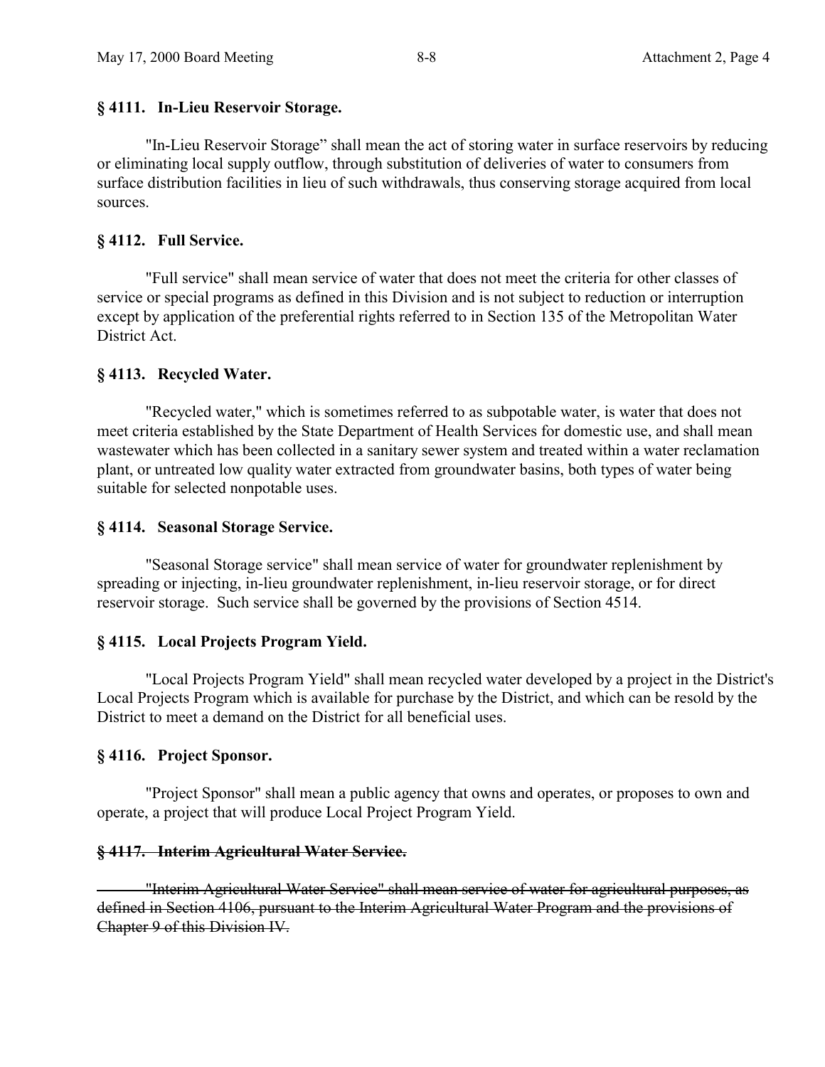### § 4111. In-Lieu Reservoir Storage.

"In-Lieu Reservoir Storage" shall mean the act of storing water in surface reservoirs by reducing or eliminating local supply outflow, through substitution of deliveries of water to consumers from surface distribution facilities in lieu of such withdrawals, thus conserving storage acquired from local sources.

### § 4112. Full Service.

"Full service" shall mean service of water that does not meet the criteria for other classes of service or special programs as defined in this Division and is not subject to reduction or interruption except by application of the preferential rights referred to in Section 135 of the Metropolitan Water District Act.

### § 4113. Recycled Water.

"Recycled water," which is sometimes referred to as subpotable water, is water that does not meet criteria established by the State Department of Health Services for domestic use, and shall mean wastewater which has been collected in a sanitary sewer system and treated within a water reclamation plant, or untreated low quality water extracted from groundwater basins, both types of water being suitable for selected nonpotable uses.

### § 4114. Seasonal Storage Service.

"Seasonal Storage service" shall mean service of water for groundwater replenishment by spreading or injecting, in-lieu groundwater replenishment, in-lieu reservoir storage, or for direct reservoir storage. Such service shall be governed by the provisions of Section 4514.

### § 4115. Local Projects Program Yield.

"Local Projects Program Yield" shall mean recycled water developed by a project in the District's Local Projects Program which is available for purchase by the District, and which can be resold by the District to meet a demand on the District for all beneficial uses.

### § 4116. Project Sponsor.

"Project Sponsor" shall mean a public agency that owns and operates, or proposes to own and operate, a project that will produce Local Project Program Yield.

### ~~§ 4117. Interim Agricultural Water Service.~~

~~"Interim Agricultural Water Service" shall mean service of water for agricultural purposes, as defined in Section 4106, pursuant to the Interim Agricultural Water Program and the provisions of Chapter 9 of this Division IV.~~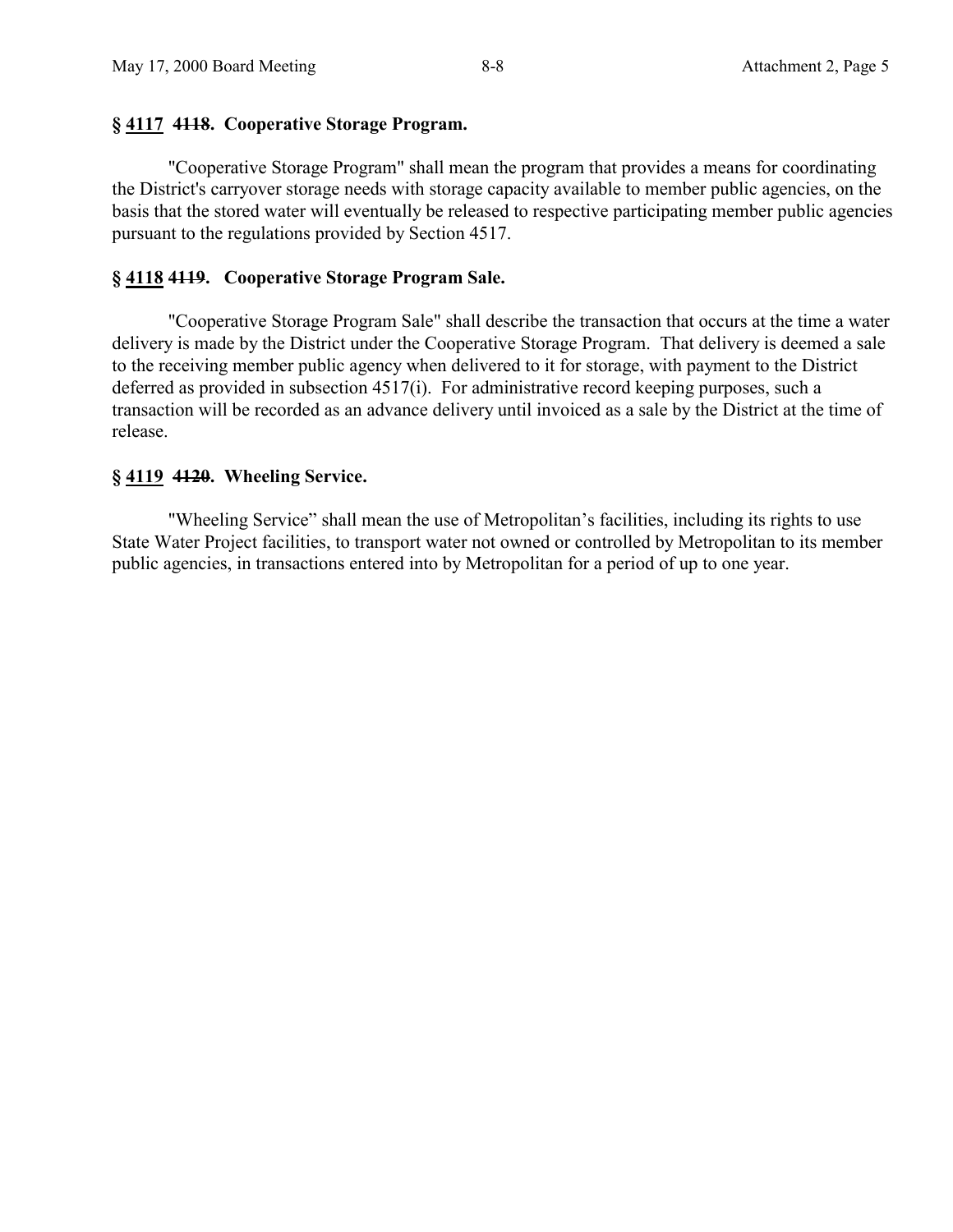### § <u>4117</u> ~~4118~~. Cooperative Storage Program.

"Cooperative Storage Program" shall mean the program that provides a means for coordinating the District's carryover storage needs with storage capacity available to member public agencies, on the basis that the stored water will eventually be released to respective participating member public agencies pursuant to the regulations provided by Section 4517.

### § <u>4118</u> ~~4119~~. Cooperative Storage Program Sale.

"Cooperative Storage Program Sale" shall describe the transaction that occurs at the time a water delivery is made by the District under the Cooperative Storage Program. That delivery is deemed a sale to the receiving member public agency when delivered to it for storage, with payment to the District deferred as provided in subsection 4517(i). For administrative record keeping purposes, such a transaction will be recorded as an advance delivery until invoiced as a sale by the District at the time of release.

### § <u>4119</u> ~~4120~~. Wheeling Service.

"Wheeling Service" shall mean the use of Metropolitan's facilities, including its rights to use State Water Project facilities, to transport water not owned or controlled by Metropolitan to its member public agencies, in transactions entered into by Metropolitan for a period of up to one year.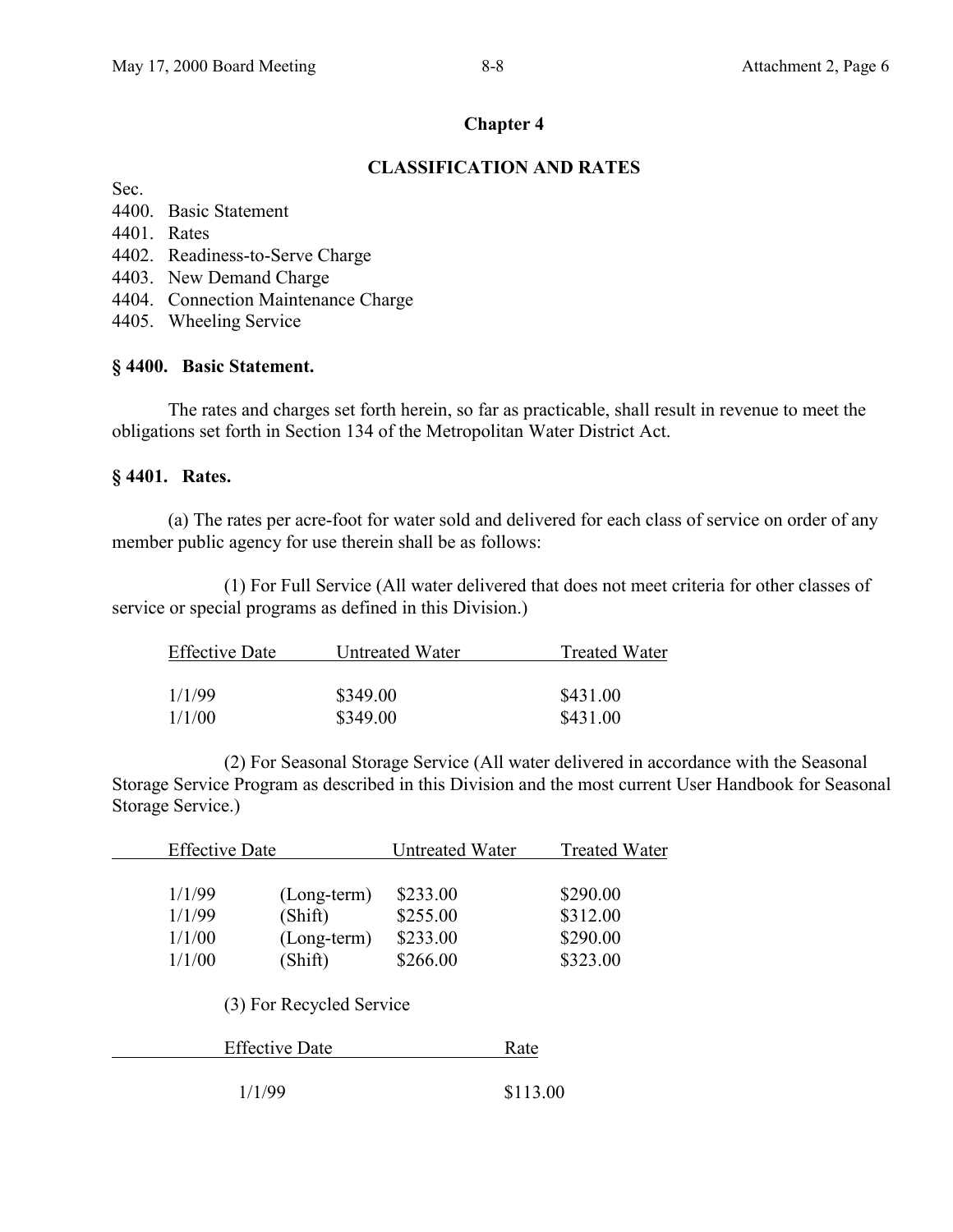## Chapter 4

## CLASSIFICATION AND RATES

Sec.
4400. Basic Statement
4401. Rates
4402. Readiness-to-Serve Charge
4403. New Demand Charge
4404. Connection Maintenance Charge
4405. Wheeling Service

### § 4400. Basic Statement.

The rates and charges set forth herein, so far as practicable, shall result in revenue to meet the obligations set forth in Section 134 of the Metropolitan Water District Act.

### § 4401. Rates.

(a) The rates per acre-foot for water sold and delivered for each class of service on order of any member public agency for use therein shall be as follows:

(1) For Full Service (All water delivered that does not meet criteria for other classes of service or special programs as defined in this Division.)

| Effective Date | Untreated Water | Treated Water |
|---|---|---|
| 1/1/99 | $349.00 | $431.00 |
| 1/1/00 | $349.00 | $431.00 |

(2) For Seasonal Storage Service (All water delivered in accordance with the Seasonal Storage Service Program as described in this Division and the most current User Handbook for Seasonal Storage Service.)

| Effective Date | | Untreated Water | Treated Water |
|---|---|---|---|
| 1/1/99 | (Long-term) | $233.00 | $290.00 |
| 1/1/99 | (Shift) | $255.00 | $312.00 |
| 1/1/00 | (Long-term) | $233.00 | $290.00 |
| 1/1/00 | (Shift) | $266.00 | $323.00 |

(3) For Recycled Service

| Effective Date | Rate |
|---|---|
| 1/1/99 | $113.00 |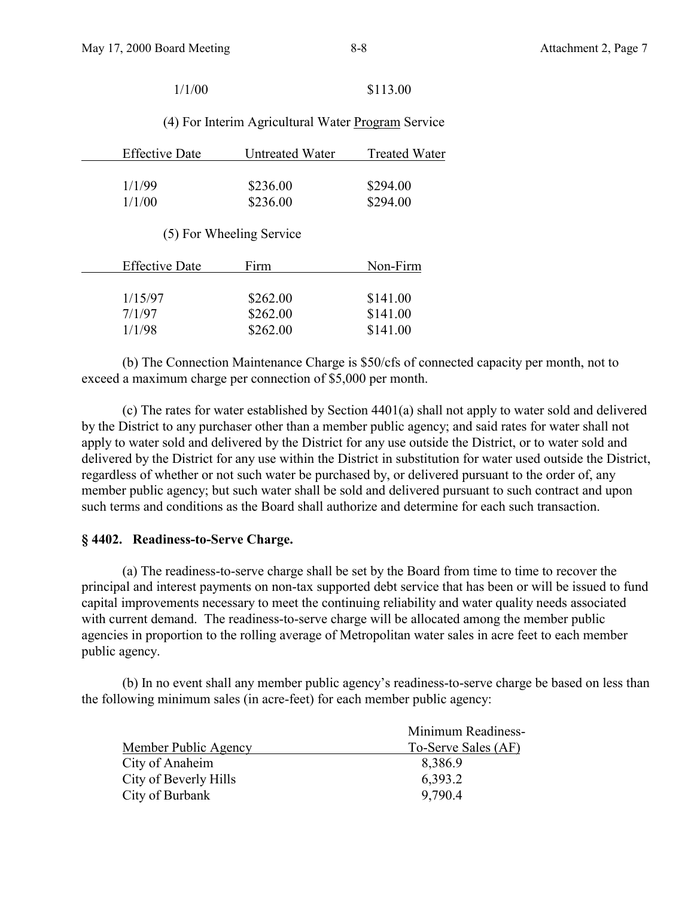| | |
|---|---|
| 1/1/00 | $113.00 |

(4) For Interim Agricultural Water Program Service

| Effective Date | Untreated Water | Treated Water |
|---|---|---|
| 1/1/99 | $236.00 | $294.00 |
| 1/1/00 | $236.00 | $294.00 |

(5) For Wheeling Service

| Effective Date | Firm | Non-Firm |
|---|---|---|
| 1/15/97 | $262.00 | $141.00 |
| 7/1/97 | $262.00 | $141.00 |
| 1/1/98 | $262.00 | $141.00 |

(b) The Connection Maintenance Charge is $50/cfs of connected capacity per month, not to exceed a maximum charge per connection of $5,000 per month.

(c) The rates for water established by Section 4401(a) shall not apply to water sold and delivered by the District to any purchaser other than a member public agency; and said rates for water shall not apply to water sold and delivered by the District for any use outside the District, or to water sold and delivered by the District for any use within the District in substitution for water used outside the District, regardless of whether or not such water be purchased by, or delivered pursuant to the order of, any member public agency; but such water shall be sold and delivered pursuant to such contract and upon such terms and conditions as the Board shall authorize and determine for each such transaction.

**§ 4402. Readiness-to-Serve Charge.**

(a) The readiness-to-serve charge shall be set by the Board from time to time to recover the principal and interest payments on non-tax supported debt service that has been or will be issued to fund capital improvements necessary to meet the continuing reliability and water quality needs associated with current demand. The readiness-to-serve charge will be allocated among the member public agencies in proportion to the rolling average of Metropolitan water sales in acre feet to each member public agency.

(b) In no event shall any member public agency's readiness-to-serve charge be based on less than the following minimum sales (in acre-feet) for each member public agency:

| Member Public Agency | Minimum Readiness-To-Serve Sales (AF) |
|---|---|
| City of Anaheim | 8,386.9 |
| City of Beverly Hills | 6,393.2 |
| City of Burbank | 9,790.4 |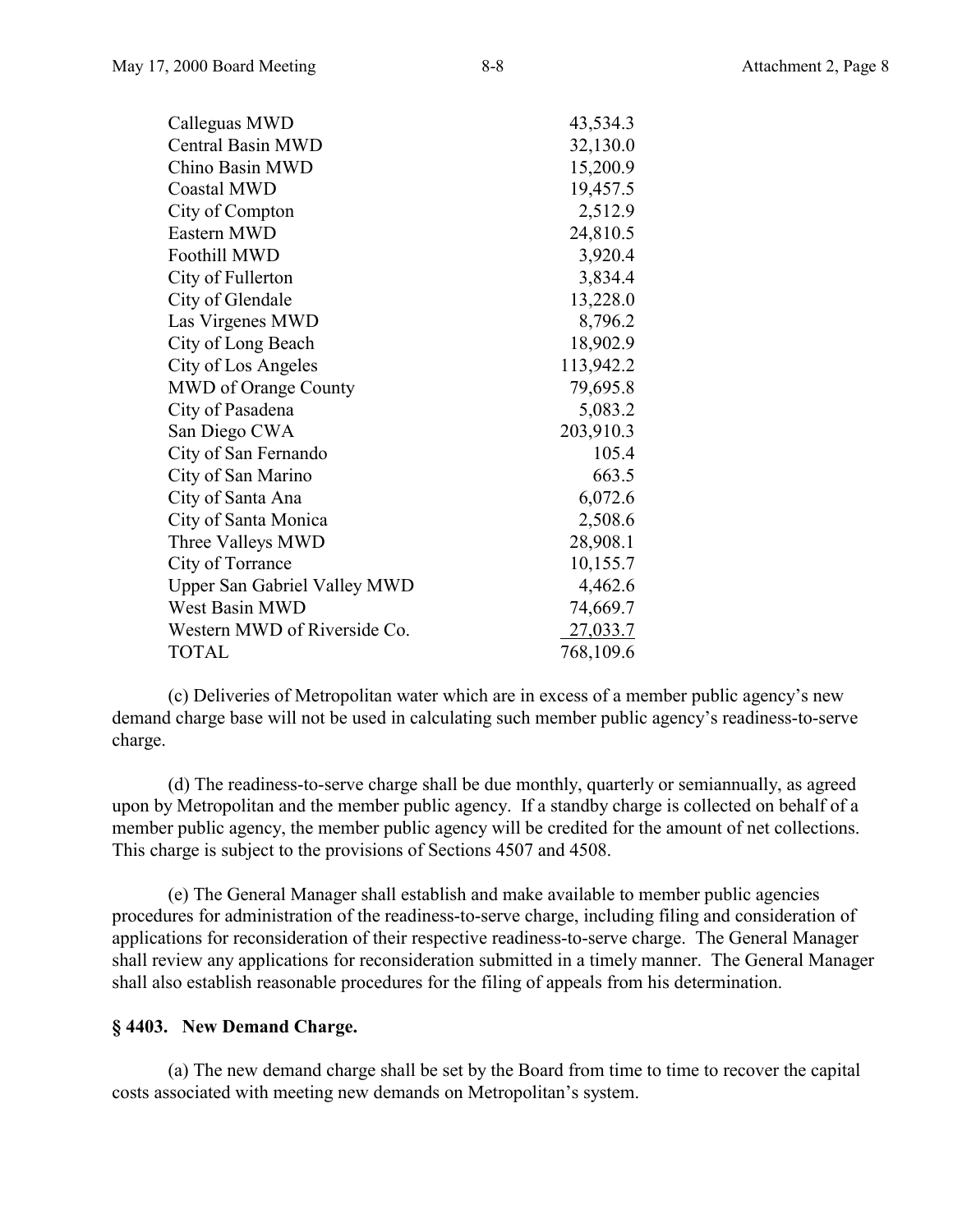| | |
|---|---|
| Calleguas MWD | 43,534.3 |
| Central Basin MWD | 32,130.0 |
| Chino Basin MWD | 15,200.9 |
| Coastal MWD | 19,457.5 |
| City of Compton | 2,512.9 |
| Eastern MWD | 24,810.5 |
| Foothill MWD | 3,920.4 |
| City of Fullerton | 3,834.4 |
| City of Glendale | 13,228.0 |
| Las Virgenes MWD | 8,796.2 |
| City of Long Beach | 18,902.9 |
| City of Los Angeles | 113,942.2 |
| MWD of Orange County | 79,695.8 |
| City of Pasadena | 5,083.2 |
| San Diego CWA | 203,910.3 |
| City of San Fernando | 105.4 |
| City of San Marino | 663.5 |
| City of Santa Ana | 6,072.6 |
| City of Santa Monica | 2,508.6 |
| Three Valleys MWD | 28,908.1 |
| City of Torrance | 10,155.7 |
| Upper San Gabriel Valley MWD | 4,462.6 |
| West Basin MWD | 74,669.7 |
| Western MWD of Riverside Co. | 27,033.7 |
| TOTAL | 768,109.6 |

(c) Deliveries of Metropolitan water which are in excess of a member public agency's new demand charge base will not be used in calculating such member public agency's readiness-to-serve charge.

(d) The readiness-to-serve charge shall be due monthly, quarterly or semiannually, as agreed upon by Metropolitan and the member public agency. If a standby charge is collected on behalf of a member public agency, the member public agency will be credited for the amount of net collections. This charge is subject to the provisions of Sections 4507 and 4508.

(e) The General Manager shall establish and make available to member public agencies procedures for administration of the readiness-to-serve charge, including filing and consideration of applications for reconsideration of their respective readiness-to-serve charge. The General Manager shall review any applications for reconsideration submitted in a timely manner. The General Manager shall also establish reasonable procedures for the filing of appeals from his determination.

**§ 4403. New Demand Charge.**

(a) The new demand charge shall be set by the Board from time to time to recover the capital costs associated with meeting new demands on Metropolitan's system.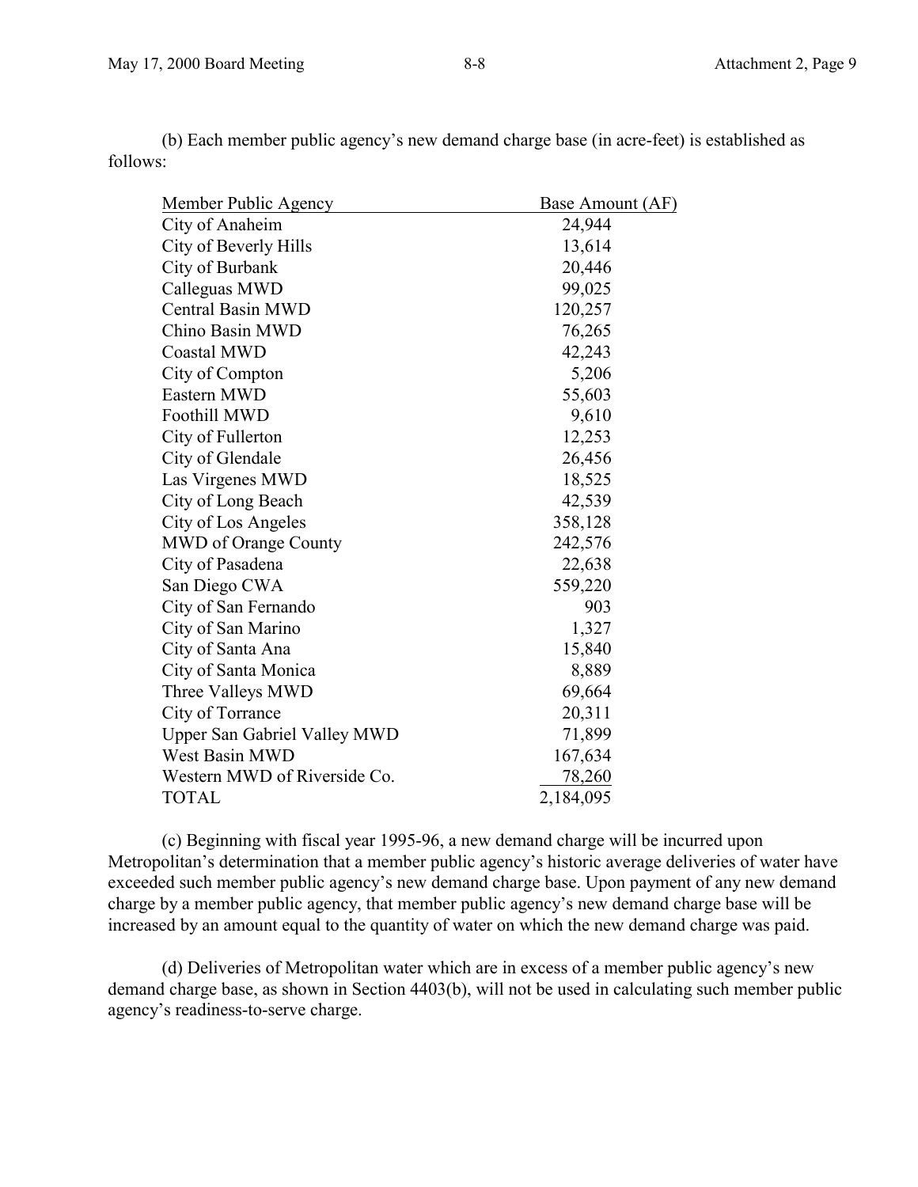(b) Each member public agency's new demand charge base (in acre-feet) is established as follows:

| Member Public Agency | Base Amount (AF) |
|---|---|
| City of Anaheim | 24,944 |
| City of Beverly Hills | 13,614 |
| City of Burbank | 20,446 |
| Calleguas MWD | 99,025 |
| Central Basin MWD | 120,257 |
| Chino Basin MWD | 76,265 |
| Coastal MWD | 42,243 |
| City of Compton | 5,206 |
| Eastern MWD | 55,603 |
| Foothill MWD | 9,610 |
| City of Fullerton | 12,253 |
| City of Glendale | 26,456 |
| Las Virgenes MWD | 18,525 |
| City of Long Beach | 42,539 |
| City of Los Angeles | 358,128 |
| MWD of Orange County | 242,576 |
| City of Pasadena | 22,638 |
| San Diego CWA | 559,220 |
| City of San Fernando | 903 |
| City of San Marino | 1,327 |
| City of Santa Ana | 15,840 |
| City of Santa Monica | 8,889 |
| Three Valleys MWD | 69,664 |
| City of Torrance | 20,311 |
| Upper San Gabriel Valley MWD | 71,899 |
| West Basin MWD | 167,634 |
| Western MWD of Riverside Co. | 78,260 |
| TOTAL | 2,184,095 |

(c) Beginning with fiscal year 1995-96, a new demand charge will be incurred upon Metropolitan's determination that a member public agency's historic average deliveries of water have exceeded such member public agency's new demand charge base. Upon payment of any new demand charge by a member public agency, that member public agency's new demand charge base will be increased by an amount equal to the quantity of water on which the new demand charge was paid.

(d) Deliveries of Metropolitan water which are in excess of a member public agency's new demand charge base, as shown in Section 4403(b), will not be used in calculating such member public agency's readiness-to-serve charge.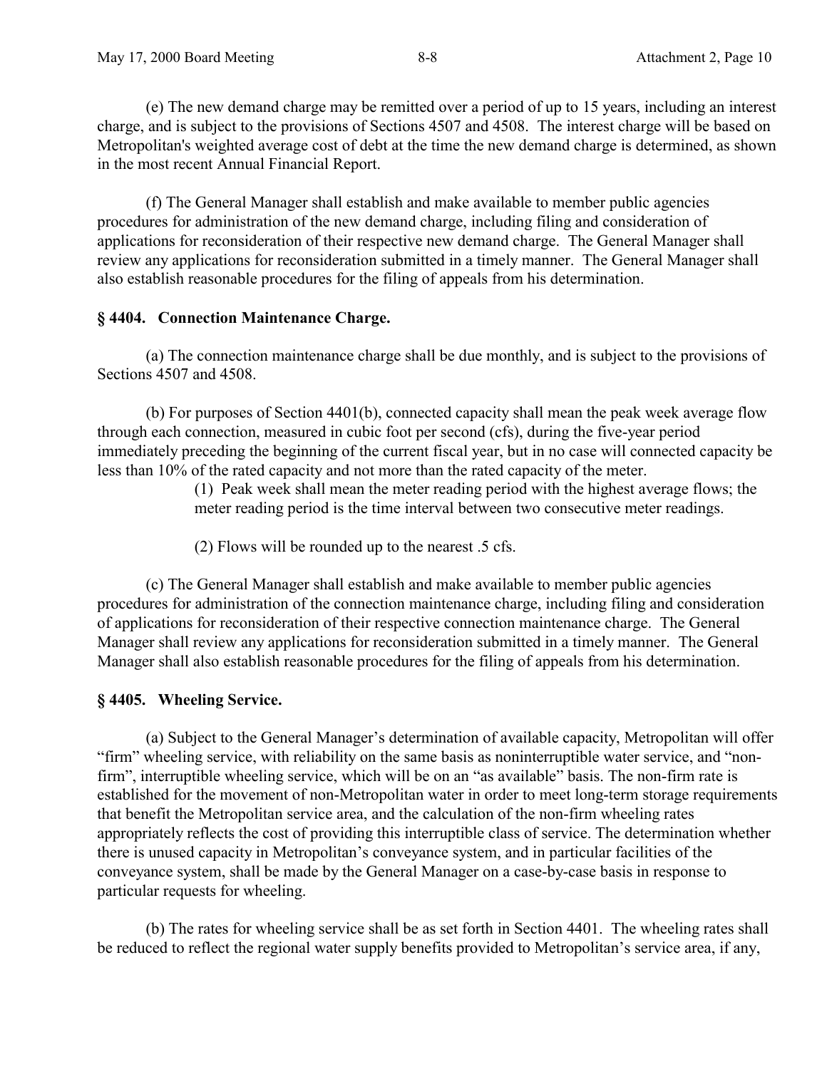(e) The new demand charge may be remitted over a period of up to 15 years, including an interest charge, and is subject to the provisions of Sections 4507 and 4508. The interest charge will be based on Metropolitan's weighted average cost of debt at the time the new demand charge is determined, as shown in the most recent Annual Financial Report.

(f) The General Manager shall establish and make available to member public agencies procedures for administration of the new demand charge, including filing and consideration of applications for reconsideration of their respective new demand charge. The General Manager shall review any applications for reconsideration submitted in a timely manner. The General Manager shall also establish reasonable procedures for the filing of appeals from his determination.

### § 4404. Connection Maintenance Charge.

(a) The connection maintenance charge shall be due monthly, and is subject to the provisions of Sections 4507 and 4508.

(b) For purposes of Section 4401(b), connected capacity shall mean the peak week average flow through each connection, measured in cubic foot per second (cfs), during the five-year period immediately preceding the beginning of the current fiscal year, but in no case will connected capacity be less than 10% of the rated capacity and not more than the rated capacity of the meter.

> (1) Peak week shall mean the meter reading period with the highest average flows; the meter reading period is the time interval between two consecutive meter readings.
>
> (2) Flows will be rounded up to the nearest .5 cfs.

(c) The General Manager shall establish and make available to member public agencies procedures for administration of the connection maintenance charge, including filing and consideration of applications for reconsideration of their respective connection maintenance charge. The General Manager shall review any applications for reconsideration submitted in a timely manner. The General Manager shall also establish reasonable procedures for the filing of appeals from his determination.

### § 4405. Wheeling Service.

(a) Subject to the General Manager's determination of available capacity, Metropolitan will offer "firm" wheeling service, with reliability on the same basis as noninterruptible water service, and "non-firm", interruptible wheeling service, which will be on an "as available" basis. The non-firm rate is established for the movement of non-Metropolitan water in order to meet long-term storage requirements that benefit the Metropolitan service area, and the calculation of the non-firm wheeling rates appropriately reflects the cost of providing this interruptible class of service. The determination whether there is unused capacity in Metropolitan's conveyance system, and in particular facilities of the conveyance system, shall be made by the General Manager on a case-by-case basis in response to particular requests for wheeling.

(b) The rates for wheeling service shall be as set forth in Section 4401. The wheeling rates shall be reduced to reflect the regional water supply benefits provided to Metropolitan's service area, if any,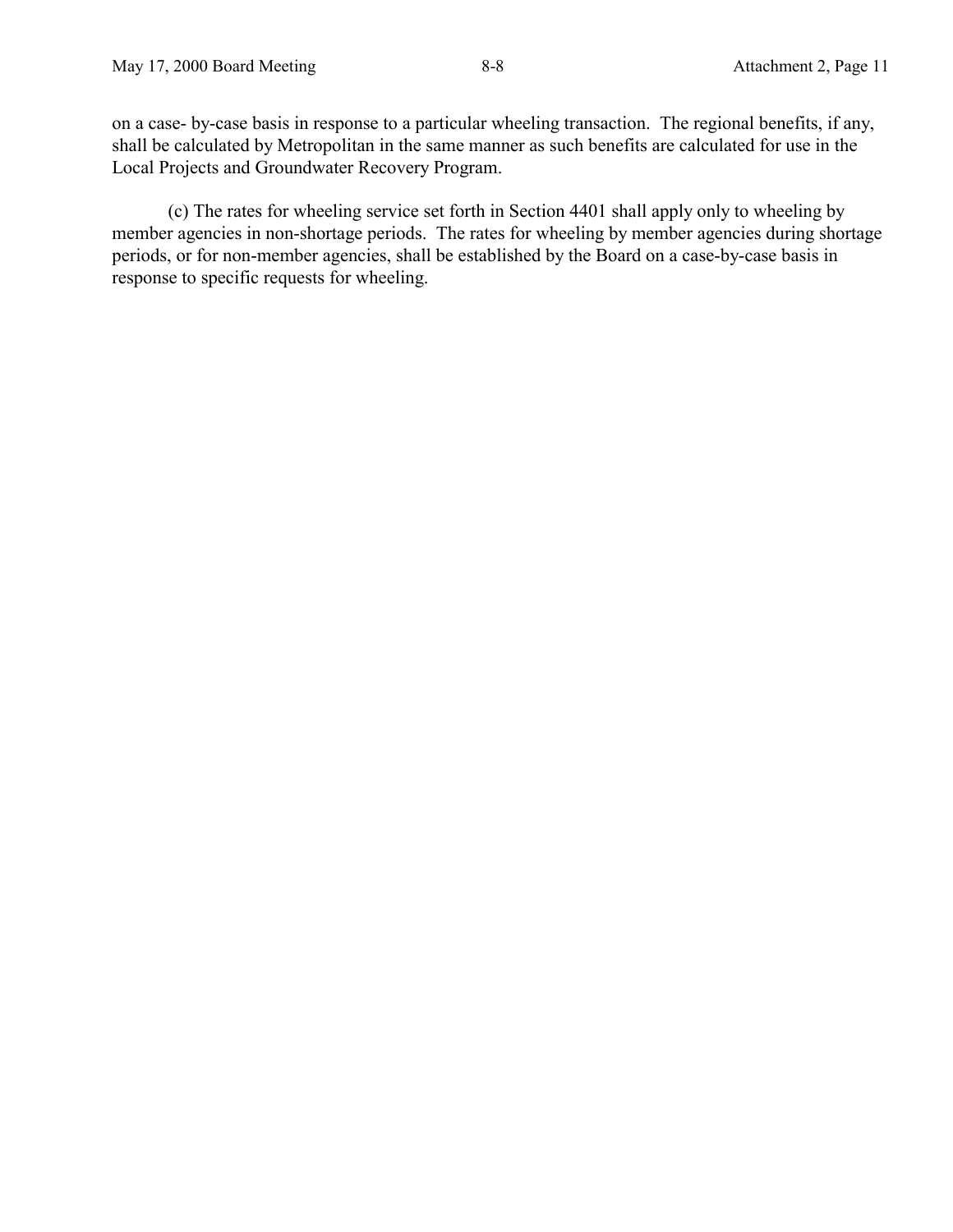on a case- by-case basis in response to a particular wheeling transaction. The regional benefits, if any, shall be calculated by Metropolitan in the same manner as such benefits are calculated for use in the Local Projects and Groundwater Recovery Program.

(c) The rates for wheeling service set forth in Section 4401 shall apply only to wheeling by member agencies in non-shortage periods. The rates for wheeling by member agencies during shortage periods, or for non-member agencies, shall be established by the Board on a case-by-case basis in response to specific requests for wheeling.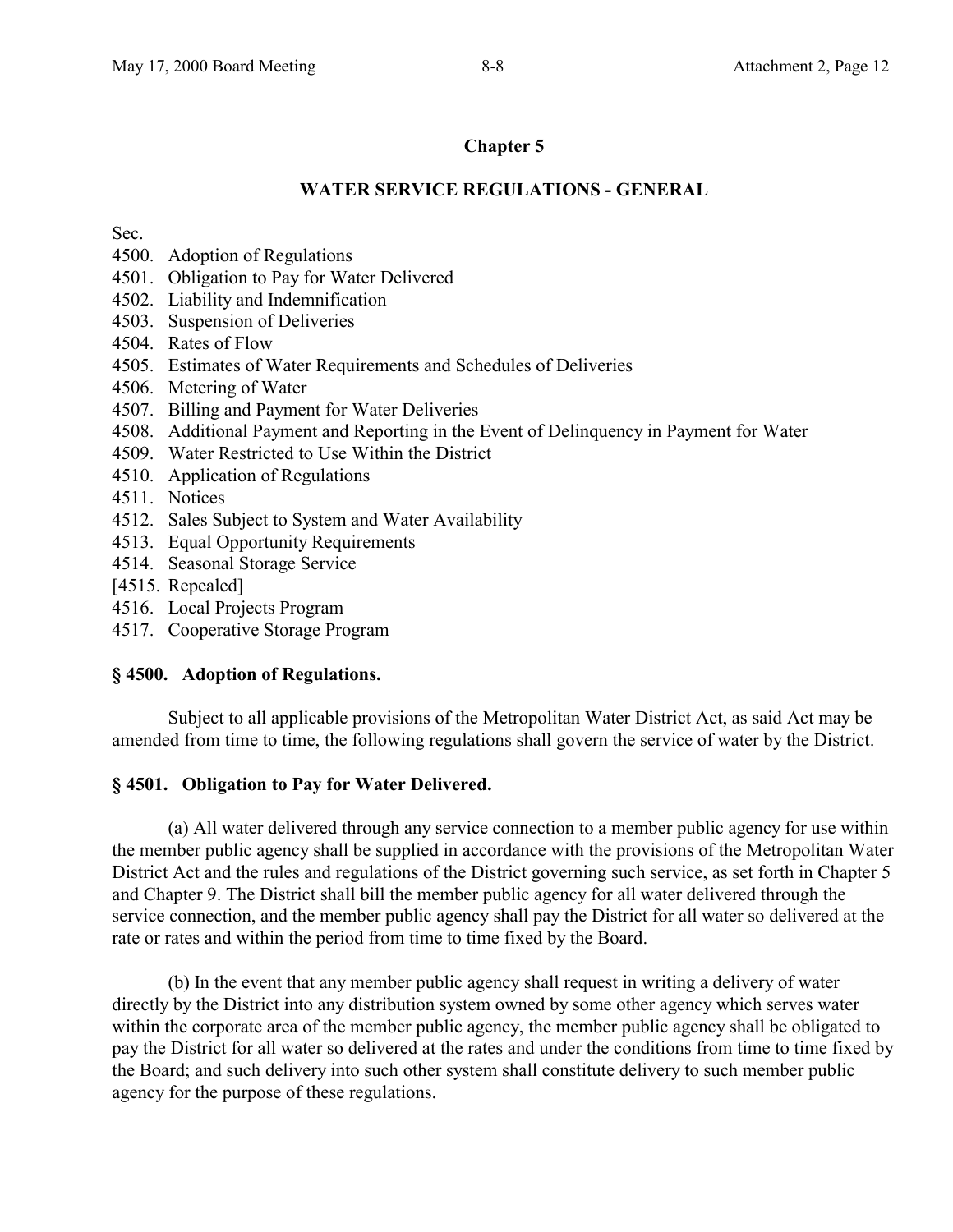## Chapter 5

## WATER SERVICE REGULATIONS - GENERAL

Sec.

4500. Adoption of Regulations
4501. Obligation to Pay for Water Delivered
4502. Liability and Indemnification
4503. Suspension of Deliveries
4504. Rates of Flow
4505. Estimates of Water Requirements and Schedules of Deliveries
4506. Metering of Water
4507. Billing and Payment for Water Deliveries
4508. Additional Payment and Reporting in the Event of Delinquency in Payment for Water
4509. Water Restricted to Use Within the District
4510. Application of Regulations
4511. Notices
4512. Sales Subject to System and Water Availability
4513. Equal Opportunity Requirements
4514. Seasonal Storage Service

[4515. Repealed]

4516. Local Projects Program
4517. Cooperative Storage Program

### § 4500. Adoption of Regulations.

Subject to all applicable provisions of the Metropolitan Water District Act, as said Act may be amended from time to time, the following regulations shall govern the service of water by the District.

### § 4501. Obligation to Pay for Water Delivered.

(a) All water delivered through any service connection to a member public agency for use within the member public agency shall be supplied in accordance with the provisions of the Metropolitan Water District Act and the rules and regulations of the District governing such service, as set forth in Chapter 5 and Chapter 9. The District shall bill the member public agency for all water delivered through the service connection, and the member public agency shall pay the District for all water so delivered at the rate or rates and within the period from time to time fixed by the Board.

(b) In the event that any member public agency shall request in writing a delivery of water directly by the District into any distribution system owned by some other agency which serves water within the corporate area of the member public agency, the member public agency shall be obligated to pay the District for all water so delivered at the rates and under the conditions from time to time fixed by the Board; and such delivery into such other system shall constitute delivery to such member public agency for the purpose of these regulations.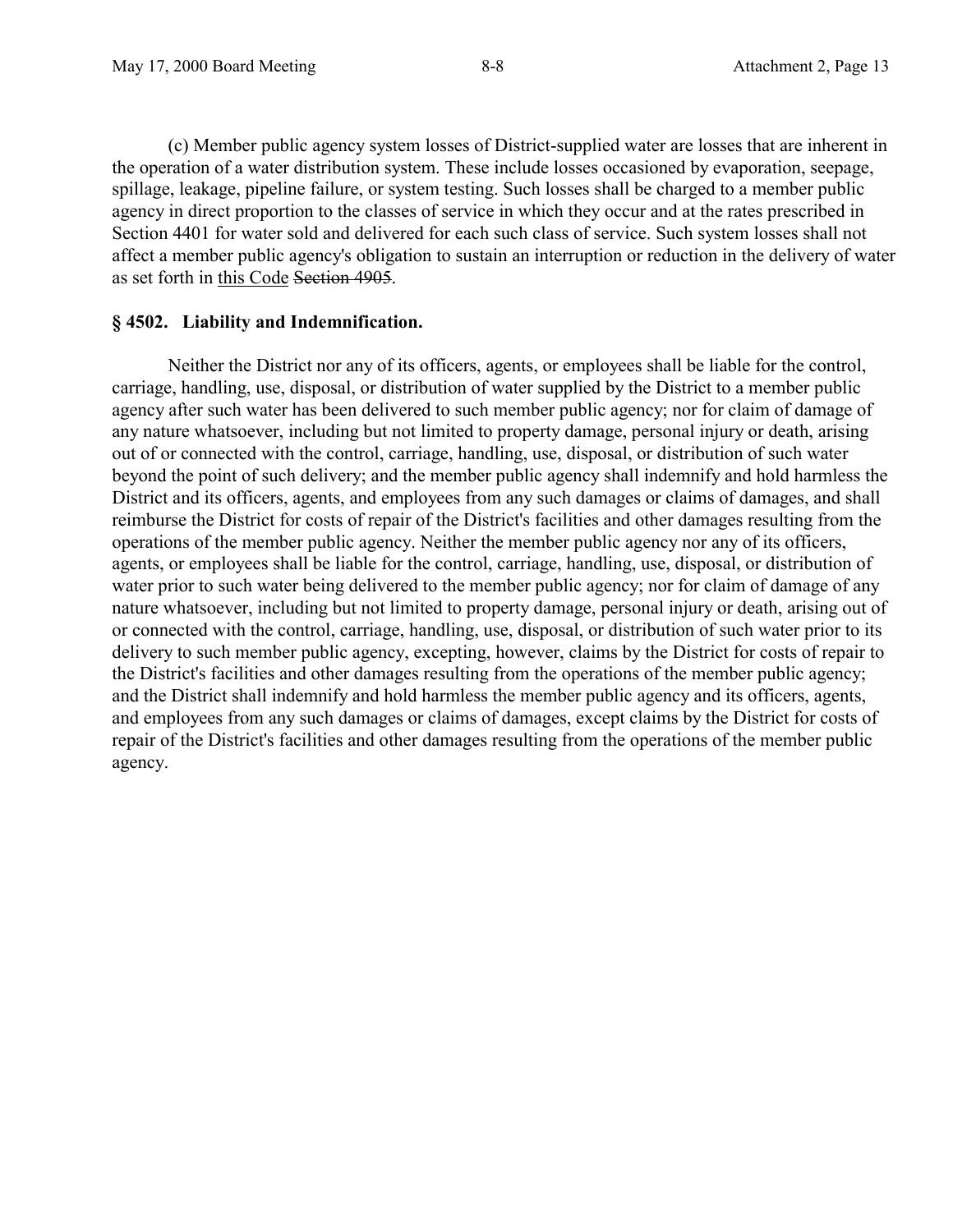(c) Member public agency system losses of District-supplied water are losses that are inherent in the operation of a water distribution system. These include losses occasioned by evaporation, seepage, spillage, leakage, pipeline failure, or system testing. Such losses shall be charged to a member public agency in direct proportion to the classes of service in which they occur and at the rates prescribed in Section 4401 for water sold and delivered for each such class of service. Such system losses shall not affect a member public agency's obligation to sustain an interruption or reduction in the delivery of water as set forth in <u>this Code</u> ~~Section 4905~~.

### § 4502. Liability and Indemnification.

Neither the District nor any of its officers, agents, or employees shall be liable for the control, carriage, handling, use, disposal, or distribution of water supplied by the District to a member public agency after such water has been delivered to such member public agency; nor for claim of damage of any nature whatsoever, including but not limited to property damage, personal injury or death, arising out of or connected with the control, carriage, handling, use, disposal, or distribution of such water beyond the point of such delivery; and the member public agency shall indemnify and hold harmless the District and its officers, agents, and employees from any such damages or claims of damages, and shall reimburse the District for costs of repair of the District's facilities and other damages resulting from the operations of the member public agency. Neither the member public agency nor any of its officers, agents, or employees shall be liable for the control, carriage, handling, use, disposal, or distribution of water prior to such water being delivered to the member public agency; nor for claim of damage of any nature whatsoever, including but not limited to property damage, personal injury or death, arising out of or connected with the control, carriage, handling, use, disposal, or distribution of such water prior to its delivery to such member public agency, excepting, however, claims by the District for costs of repair to the District's facilities and other damages resulting from the operations of the member public agency; and the District shall indemnify and hold harmless the member public agency and its officers, agents, and employees from any such damages or claims of damages, except claims by the District for costs of repair of the District's facilities and other damages resulting from the operations of the member public agency.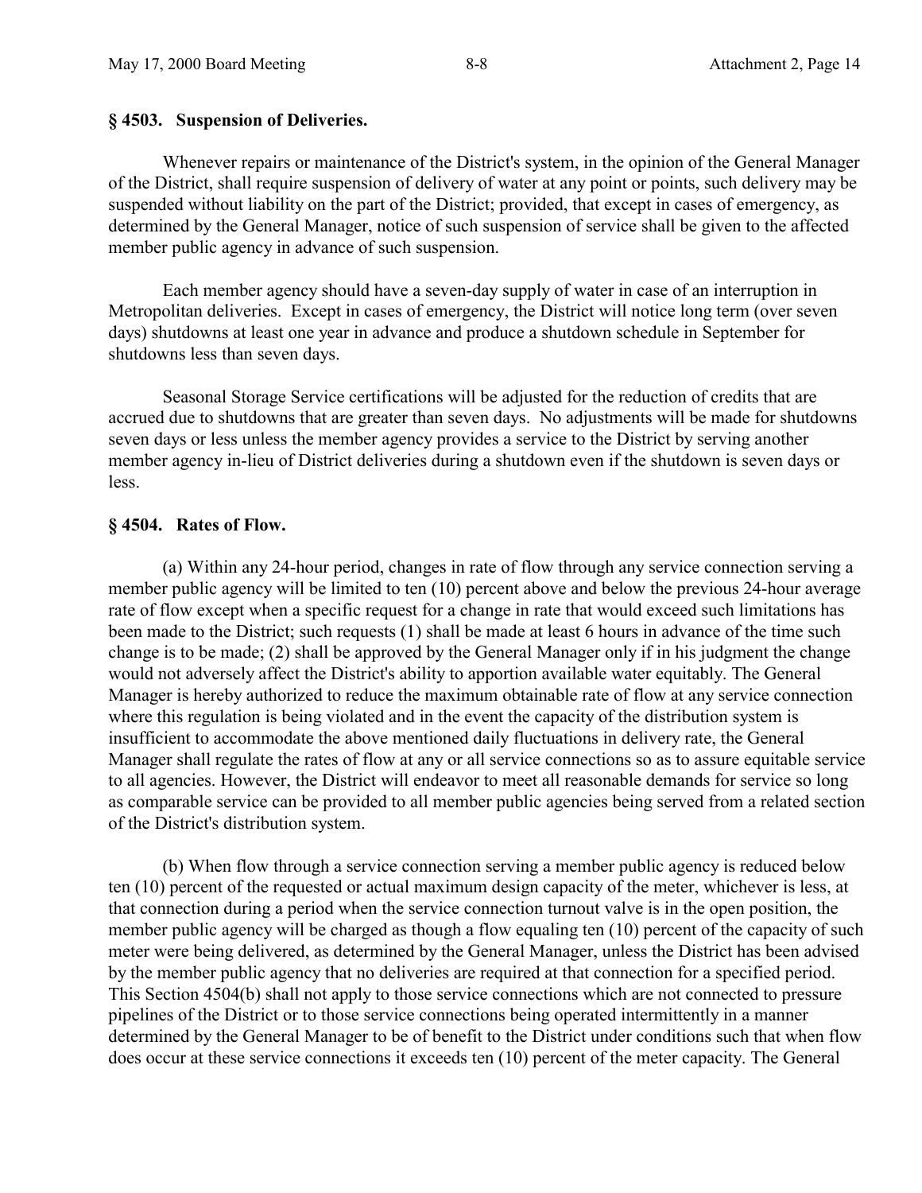## § 4503. Suspension of Deliveries.

Whenever repairs or maintenance of the District's system, in the opinion of the General Manager of the District, shall require suspension of delivery of water at any point or points, such delivery may be suspended without liability on the part of the District; provided, that except in cases of emergency, as determined by the General Manager, notice of such suspension of service shall be given to the affected member public agency in advance of such suspension.

Each member agency should have a seven-day supply of water in case of an interruption in Metropolitan deliveries. Except in cases of emergency, the District will notice long term (over seven days) shutdowns at least one year in advance and produce a shutdown schedule in September for shutdowns less than seven days.

Seasonal Storage Service certifications will be adjusted for the reduction of credits that are accrued due to shutdowns that are greater than seven days. No adjustments will be made for shutdowns seven days or less unless the member agency provides a service to the District by serving another member agency in-lieu of District deliveries during a shutdown even if the shutdown is seven days or less.

## § 4504. Rates of Flow.

(a) Within any 24-hour period, changes in rate of flow through any service connection serving a member public agency will be limited to ten (10) percent above and below the previous 24-hour average rate of flow except when a specific request for a change in rate that would exceed such limitations has been made to the District; such requests (1) shall be made at least 6 hours in advance of the time such change is to be made; (2) shall be approved by the General Manager only if in his judgment the change would not adversely affect the District's ability to apportion available water equitably. The General Manager is hereby authorized to reduce the maximum obtainable rate of flow at any service connection where this regulation is being violated and in the event the capacity of the distribution system is insufficient to accommodate the above mentioned daily fluctuations in delivery rate, the General Manager shall regulate the rates of flow at any or all service connections so as to assure equitable service to all agencies. However, the District will endeavor to meet all reasonable demands for service so long as comparable service can be provided to all member public agencies being served from a related section of the District's distribution system.

(b) When flow through a service connection serving a member public agency is reduced below ten (10) percent of the requested or actual maximum design capacity of the meter, whichever is less, at that connection during a period when the service connection turnout valve is in the open position, the member public agency will be charged as though a flow equaling ten (10) percent of the capacity of such meter were being delivered, as determined by the General Manager, unless the District has been advised by the member public agency that no deliveries are required at that connection for a specified period. This Section 4504(b) shall not apply to those service connections which are not connected to pressure pipelines of the District or to those service connections being operated intermittently in a manner determined by the General Manager to be of benefit to the District under conditions such that when flow does occur at these service connections it exceeds ten (10) percent of the meter capacity. The General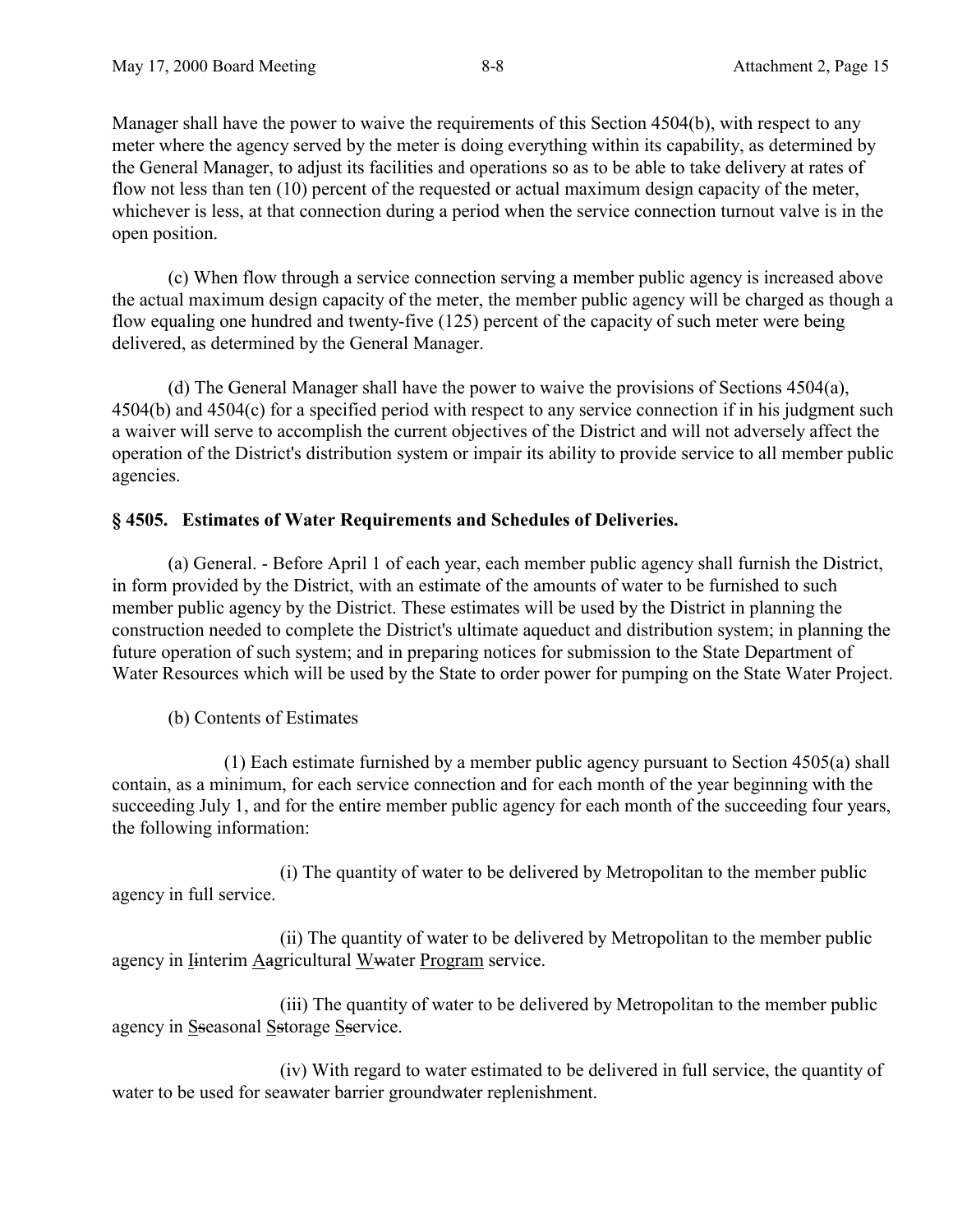Manager shall have the power to waive the requirements of this Section 4504(b), with respect to any meter where the agency served by the meter is doing everything within its capability, as determined by the General Manager, to adjust its facilities and operations so as to be able to take delivery at rates of flow not less than ten (10) percent of the requested or actual maximum design capacity of the meter, whichever is less, at that connection during a period when the service connection turnout valve is in the open position.

(c) When flow through a service connection serving a member public agency is increased above the actual maximum design capacity of the meter, the member public agency will be charged as though a flow equaling one hundred and twenty-five (125) percent of the capacity of such meter were being delivered, as determined by the General Manager.

(d) The General Manager shall have the power to waive the provisions of Sections 4504(a), 4504(b) and 4504(c) for a specified period with respect to any service connection if in his judgment such a waiver will serve to accomplish the current objectives of the District and will not adversely affect the operation of the District's distribution system or impair its ability to provide service to all member public agencies.

**§ 4505. Estimates of Water Requirements and Schedules of Deliveries.**

(a) General. - Before April 1 of each year, each member public agency shall furnish the District, in form provided by the District, with an estimate of the amounts of water to be furnished to such member public agency by the District. These estimates will be used by the District in planning the construction needed to complete the District's ultimate aqueduct and distribution system; in planning the future operation of such system; and in preparing notices for submission to the State Department of Water Resources which will be used by the State to order power for pumping on the State Water Project.

(b) Contents of Estimates

(1) Each estimate furnished by a member public agency pursuant to Section 4505(a) shall contain, as a minimum, for each service connection and for each month of the year beginning with the succeeding July 1, and for the entire member public agency for each month of the succeeding four years, the following information:

(i) The quantity of water to be delivered by Metropolitan to the member public agency in full service.

(ii) The quantity of water to be delivered by Metropolitan to the member public agency in ~~i~~Interim ~~a~~Agricultural ~~w~~Water Program service.

(iii) The quantity of water to be delivered by Metropolitan to the member public agency in ~~s~~Seasonal ~~s~~Storage ~~s~~Service.

(iv) With regard to water estimated to be delivered in full service, the quantity of water to be used for seawater barrier groundwater replenishment.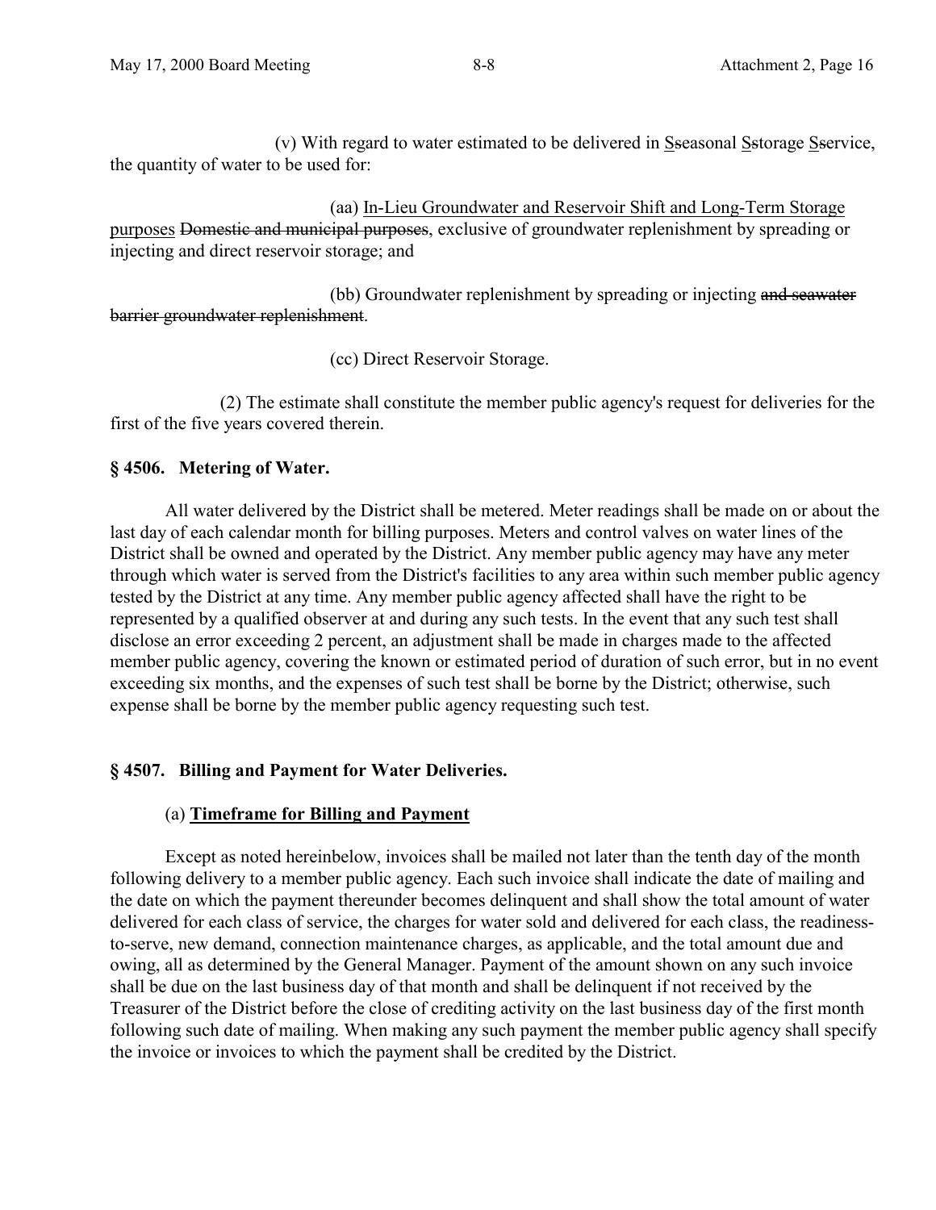(v) With regard to water estimated to be delivered in <u>S</u>~~s~~easonal <u>S</u>~~s~~torage <u>S</u>~~s~~ervice, the quantity of water to be used for:

(aa) <u>In-Lieu Groundwater and Reservoir Shift and Long-Term Storage purposes</u> ~~Domestic and municipal purposes~~, exclusive of groundwater replenishment by spreading or injecting and direct reservoir storage; and

(bb) Groundwater replenishment by spreading or injecting ~~and seawater barrier groundwater replenishment~~.

(cc) Direct Reservoir Storage.

(2) The estimate shall constitute the member public agency's request for deliveries for the first of the five years covered therein.

### § 4506. Metering of Water.

All water delivered by the District shall be metered. Meter readings shall be made on or about the last day of each calendar month for billing purposes. Meters and control valves on water lines of the District shall be owned and operated by the District. Any member public agency may have any meter through which water is served from the District's facilities to any area within such member public agency tested by the District at any time. Any member public agency affected shall have the right to be represented by a qualified observer at and during any such tests. In the event that any such test shall disclose an error exceeding 2 percent, an adjustment shall be made in charges made to the affected member public agency, covering the known or estimated period of duration of such error, but in no event exceeding six months, and the expenses of such test shall be borne by the District; otherwise, such expense shall be borne by the member public agency requesting such test.

### § 4507. Billing and Payment for Water Deliveries.

(a) <u>**Timeframe for Billing and Payment**</u>

Except as noted hereinbelow, invoices shall be mailed not later than the tenth day of the month following delivery to a member public agency. Each such invoice shall indicate the date of mailing and the date on which the payment thereunder becomes delinquent and shall show the total amount of water delivered for each class of service, the charges for water sold and delivered for each class, the readiness-to-serve, new demand, connection maintenance charges, as applicable, and the total amount due and owing, all as determined by the General Manager. Payment of the amount shown on any such invoice shall be due on the last business day of that month and shall be delinquent if not received by the Treasurer of the District before the close of crediting activity on the last business day of the first month following such date of mailing. When making any such payment the member public agency shall specify the invoice or invoices to which the payment shall be credited by the District.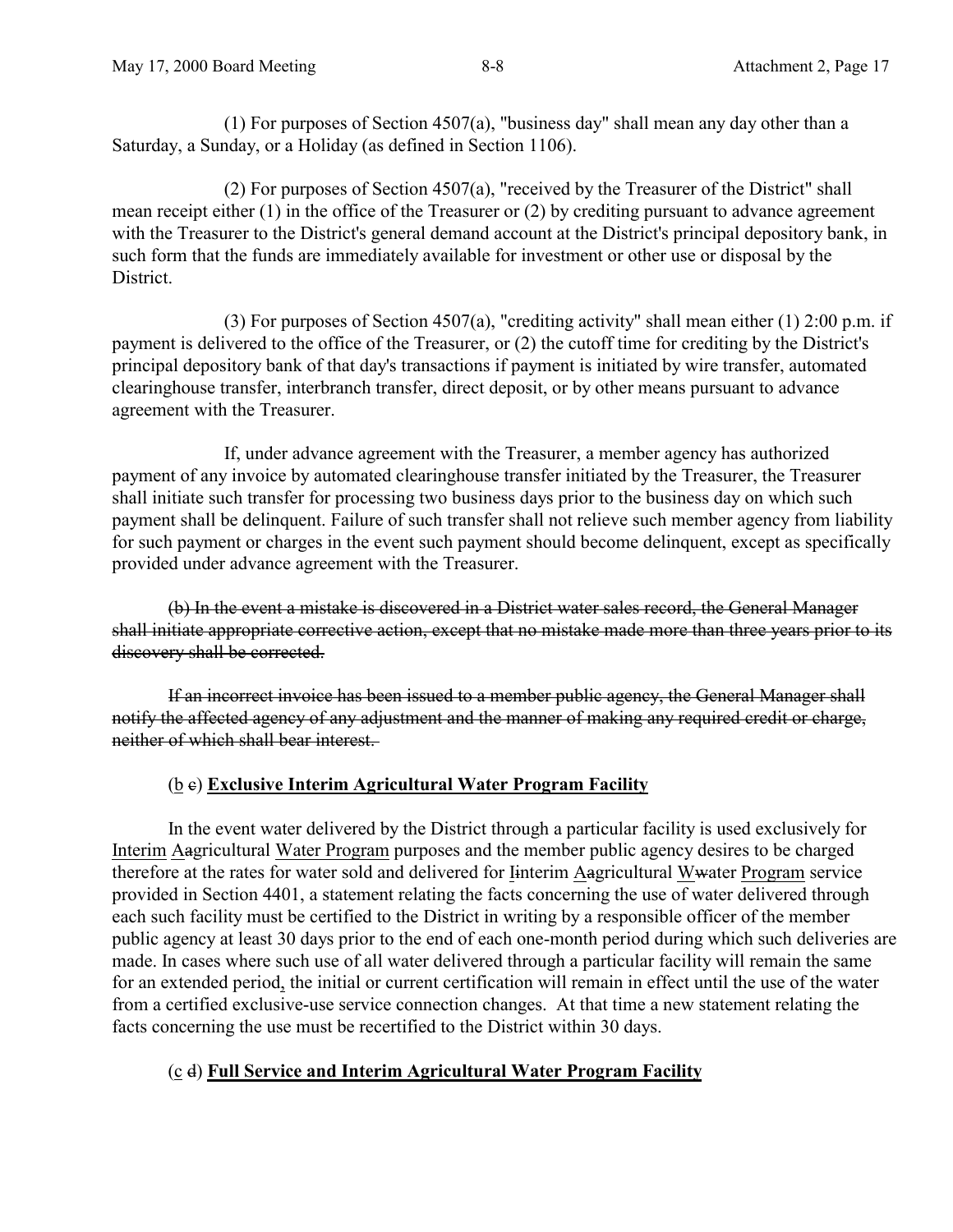(1) For purposes of Section 4507(a), "business day" shall mean any day other than a Saturday, a Sunday, or a Holiday (as defined in Section 1106).

(2) For purposes of Section 4507(a), "received by the Treasurer of the District" shall mean receipt either (1) in the office of the Treasurer or (2) by crediting pursuant to advance agreement with the Treasurer to the District's general demand account at the District's principal depository bank, in such form that the funds are immediately available for investment or other use or disposal by the District.

(3) For purposes of Section 4507(a), "crediting activity" shall mean either (1) 2:00 p.m. if payment is delivered to the office of the Treasurer, or (2) the cutoff time for crediting by the District's principal depository bank of that day's transactions if payment is initiated by wire transfer, automated clearinghouse transfer, interbranch transfer, direct deposit, or by other means pursuant to advance agreement with the Treasurer.

If, under advance agreement with the Treasurer, a member agency has authorized payment of any invoice by automated clearinghouse transfer initiated by the Treasurer, the Treasurer shall initiate such transfer for processing two business days prior to the business day on which such payment shall be delinquent. Failure of such transfer shall not relieve such member agency from liability for such payment or charges in the event such payment should become delinquent, except as specifically provided under advance agreement with the Treasurer.

~~(b) In the event a mistake is discovered in a District water sales record, the General Manager shall initiate appropriate corrective action, except that no mistake made more than three years prior to its discovery shall be corrected.~~

~~If an incorrect invoice has been issued to a member public agency, the General Manager shall notify the affected agency of any adjustment and the manner of making any required credit or charge, neither of which shall bear interest.~~

(b ~~c~~) **Exclusive Interim Agricultural Water Program Facility**

In the event water delivered by the District through a particular facility is used exclusively for Interim A~~a~~gricultural Water Program purposes and the member public agency desires to be charged therefore at the rates for water sold and delivered for I~~i~~nterim A~~a~~gricultural W~~w~~ater Program service provided in Section 4401, a statement relating the facts concerning the use of water delivered through each such facility must be certified to the District in writing by a responsible officer of the member public agency at least 30 days prior to the end of each one-month period during which such deliveries are made. In cases where such use of all water delivered through a particular facility will remain the same for an extended period, the initial or current certification will remain in effect until the use of the water from a certified exclusive-use service connection changes. At that time a new statement relating the facts concerning the use must be recertified to the District within 30 days.

(c ~~d~~) **Full Service and Interim Agricultural Water Program Facility**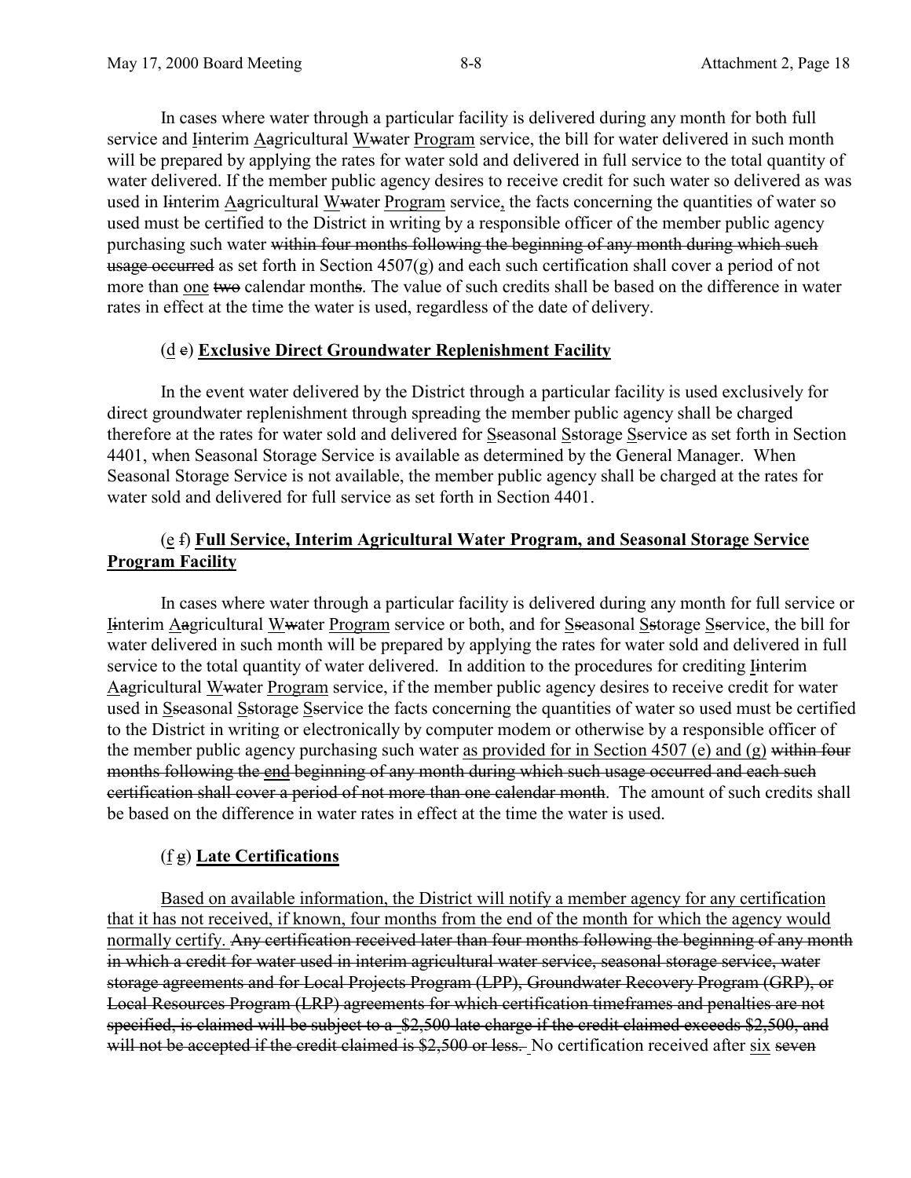In cases where water through a particular facility is delivered during any month for both full service and Iinterim Aagricultural Wwater Program service, the bill for water delivered in such month will be prepared by applying the rates for water sold and delivered in full service to the total quantity of water delivered. If the member public agency desires to receive credit for such water so delivered as was used in Iinterim Aagricultural Wwater Program service, the facts concerning the quantities of water so used must be certified to the District in writing by a responsible officer of the member public agency purchasing such water ~~within four months following the beginning of any month during which such usage occurred~~ as set forth in Section 4507(g) and each such certification shall cover a period of not more than one ~~two~~ calendar month~~s~~. The value of such credits shall be based on the difference in water rates in effect at the time the water is used, regardless of the date of delivery.

(d ~~e~~) **Exclusive Direct Groundwater Replenishment Facility**

In the event water delivered by the District through a particular facility is used exclusively for direct groundwater replenishment through spreading the member public agency shall be charged therefore at the rates for water sold and delivered for Sseasonal Sstorage Sservice as set forth in Section 4401, when Seasonal Storage Service is available as determined by the General Manager. When Seasonal Storage Service is not available, the member public agency shall be charged at the rates for water sold and delivered for full service as set forth in Section 4401.

(e ~~f~~) **Full Service, Interim Agricultural Water Program, and Seasonal Storage Service Program Facility**

In cases where water through a particular facility is delivered during any month for full service or Iinterim Aagricultural Wwater Program service or both, and for Sseasonal Sstorage Sservice, the bill for water delivered in such month will be prepared by applying the rates for water sold and delivered in full service to the total quantity of water delivered. In addition to the procedures for crediting Iinterim Aagricultural Wwater Program service, if the member public agency desires to receive credit for water used in Sseasonal Sstorage Sservice the facts concerning the quantities of water so used must be certified to the District in writing or electronically by computer modem or otherwise by a responsible officer of the member public agency purchasing such water as provided for in Section 4507 (e) and (g) ~~within four months following the end beginning of any month during which such usage occurred and each such certification shall cover a period of not more than one calendar month~~. The amount of such credits shall be based on the difference in water rates in effect at the time the water is used.

(f ~~g~~) **Late Certifications**

Based on available information, the District will notify a member agency for any certification that it has not received, if known, four months from the end of the month for which the agency would normally certify. ~~Any certification received later than four months following the beginning of any month in which a credit for water used in interim agricultural water service, seasonal storage service, water storage agreements and for Local Projects Program (LPP), Groundwater Recovery Program (GRP), or Local Resources Program (LRP) agreements for which certification timeframes and penalties are not specified, is claimed will be subject to a $2,500 late charge if the credit claimed exceeds $2,500, and will not be accepted if the credit claimed is $2,500 or less.~~ No certification received after six ~~seven~~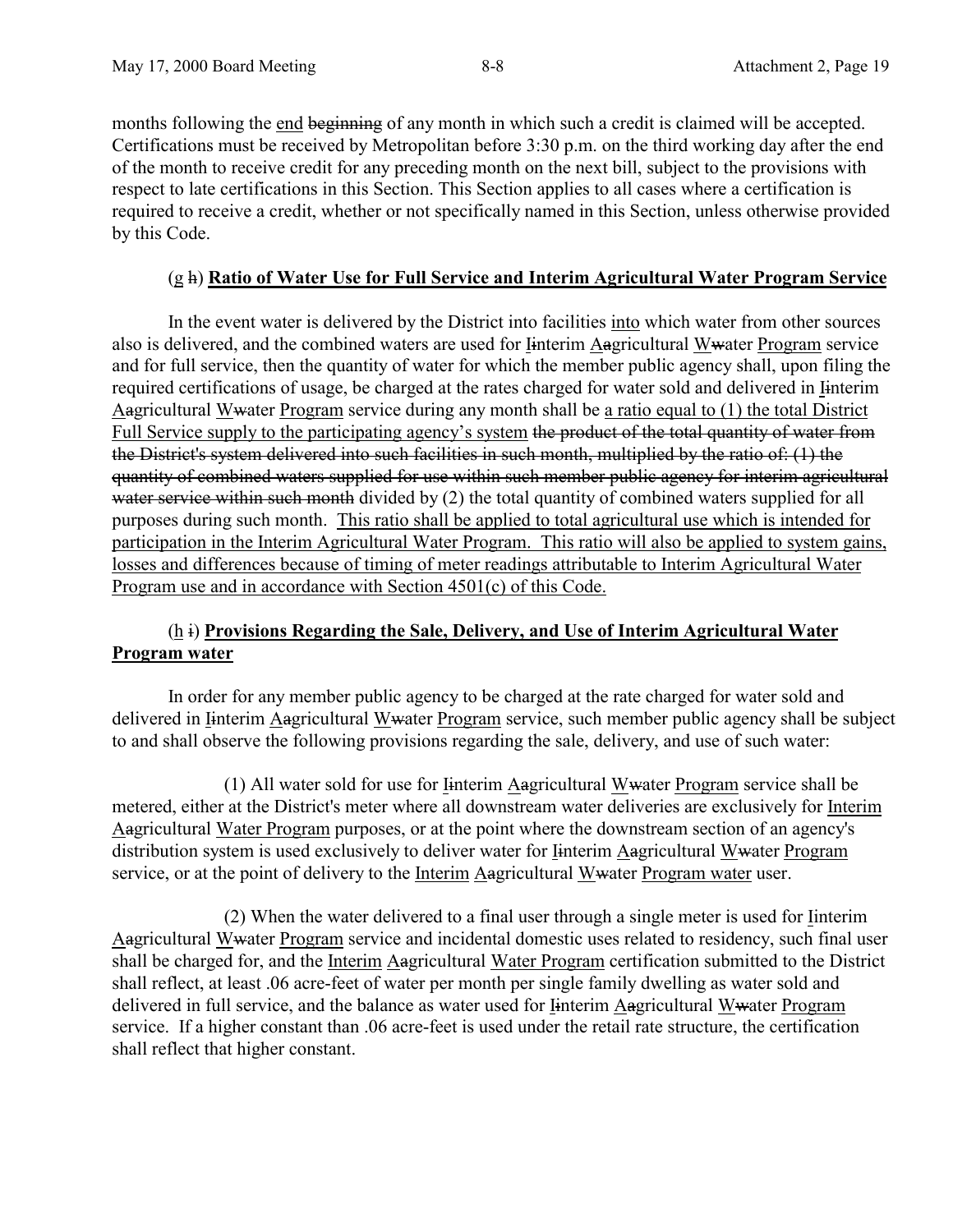months following the <u>end</u> ~~beginning~~ of any month in which such a credit is claimed will be accepted. Certifications must be received by Metropolitan before 3:30 p.m. on the third working day after the end of the month to receive credit for any preceding month on the next bill, subject to the provisions with respect to late certifications in this Section. This Section applies to all cases where a certification is required to receive a credit, whether or not specifically named in this Section, unless otherwise provided by this Code.

(<u>g</u> ~~h~~) **<u>Ratio of Water Use for Full Service and Interim Agricultural Water Program Service</u>**

In the event water is delivered by the District into facilities <u>into</u> which water from other sources also is delivered, and the combined waters are used for <u>I</u>~~i~~nterim <u>A</u>~~a~~gricultural <u>W</u>~~w~~ater <u>Program</u> service and for full service, then the quantity of water for which the member public agency shall, upon filing the required certifications of usage, be charged at the rates charged for water sold and delivered in <u>I</u>~~i~~nterim <u>A</u>~~a~~gricultural <u>W</u>~~w~~ater <u>Program</u> service during any month shall be <u>a ratio equal to (1) the total District Full Service supply to the participating agency's system</u> ~~the product of the total quantity of water from the District's system delivered into such facilities in such month, multiplied by the ratio of: (1) the quantity of combined waters supplied for use within such member public agency for interim agricultural water service within such month~~ divided by (2) the total quantity of combined waters supplied for all purposes during such month. <u>This ratio shall be applied to total agricultural use which is intended for participation in the Interim Agricultural Water Program. This ratio will also be applied to system gains, losses and differences because of timing of meter readings attributable to Interim Agricultural Water Program use and in accordance with Section 4501(c) of this Code.</u>

(<u>h</u> ~~i~~) **<u>Provisions Regarding the Sale, Delivery, and Use of Interim Agricultural Water Program water</u>**

In order for any member public agency to be charged at the rate charged for water sold and delivered in <u>I</u>~~i~~nterim <u>A</u>~~a~~gricultural <u>W</u>~~w~~ater <u>Program</u> service, such member public agency shall be subject to and shall observe the following provisions regarding the sale, delivery, and use of such water:

(1) All water sold for use for <u>I</u>~~i~~nterim <u>A</u>~~a~~gricultural <u>W</u>~~w~~ater <u>Program</u> service shall be metered, either at the District's meter where all downstream water deliveries are exclusively for <u>Interim</u> <u>A</u>~~a~~gricultural <u>Water Program</u> purposes, or at the point where the downstream section of an agency's distribution system is used exclusively to deliver water for <u>I</u>~~i~~nterim <u>A</u>~~a~~gricultural <u>W</u>~~w~~ater <u>Program</u> service, or at the point of delivery to the <u>Interim</u> <u>A</u>~~a~~gricultural <u>W</u>~~w~~ater <u>Program water</u> user.

(2) When the water delivered to a final user through a single meter is used for <u>I</u>~~i~~nterim <u>A</u>~~a~~gricultural <u>W</u>~~w~~ater <u>Program</u> service and incidental domestic uses related to residency, such final user shall be charged for, and the <u>Interim</u> <u>A</u>~~a~~gricultural <u>Water Program</u> certification submitted to the District shall reflect, at least .06 acre-feet of water per month per single family dwelling as water sold and delivered in full service, and the balance as water used for <u>I</u>~~i~~nterim <u>A</u>~~a~~gricultural <u>W</u>~~w~~ater <u>Program</u> service. If a higher constant than .06 acre-feet is used under the retail rate structure, the certification shall reflect that higher constant.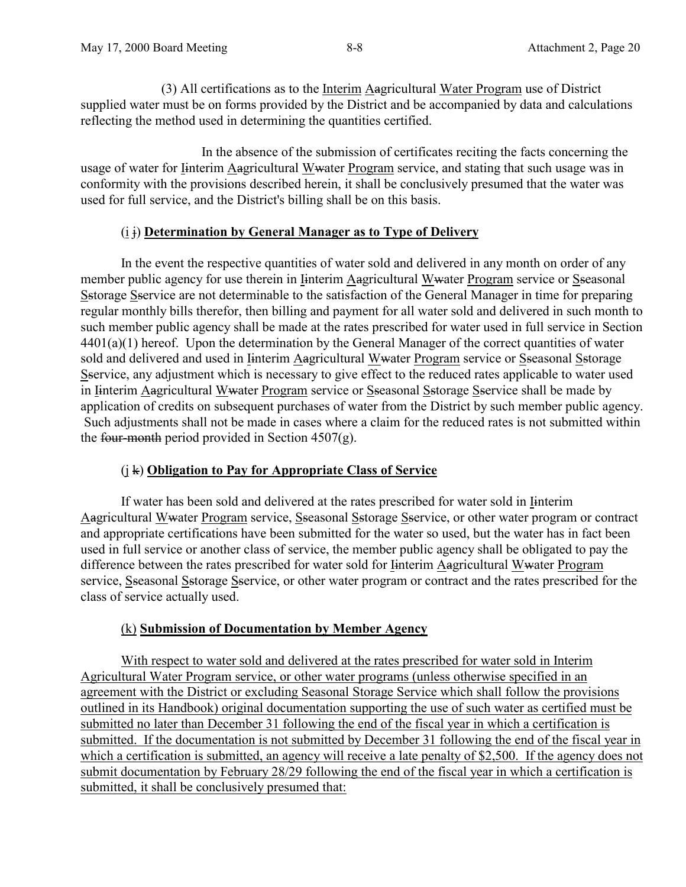(3) All certifications as to the Interim Aagricultural Water Program use of District supplied water must be on forms provided by the District and be accompanied by data and calculations reflecting the method used in determining the quantities certified.

In the absence of the submission of certificates reciting the facts concerning the usage of water for Iinterim Aagricultural Wwater Program service, and stating that such usage was in conformity with the provisions described herein, it shall be conclusively presumed that the water was used for full service, and the District's billing shall be on this basis.

(i j) **Determination by General Manager as to Type of Delivery**

In the event the respective quantities of water sold and delivered in any month on order of any member public agency for use therein in Iinterim Aagricultural Wwater Program service or Sseasonal Sstorage Sservice are not determinable to the satisfaction of the General Manager in time for preparing regular monthly bills therefor, then billing and payment for all water sold and delivered in such month to such member public agency shall be made at the rates prescribed for water used in full service in Section 4401(a)(1) hereof. Upon the determination by the General Manager of the correct quantities of water sold and delivered and used in Iinterim Aagricultural Wwater Program service or Sseasonal Sstorage Sservice, any adjustment which is necessary to give effect to the reduced rates applicable to water used in Iinterim Aagricultural Wwater Program service or Sseasonal Sstorage Sservice shall be made by application of credits on subsequent purchases of water from the District by such member public agency. Such adjustments shall not be made in cases where a claim for the reduced rates is not submitted within the four-month period provided in Section 4507(g).

(j k) **Obligation to Pay for Appropriate Class of Service**

If water has been sold and delivered at the rates prescribed for water sold in Iinterim Aagricultural Wwater Program service, Sseasonal Sstorage Sservice, or other water program or contract and appropriate certifications have been submitted for the water so used, but the water has in fact been used in full service or another class of service, the member public agency shall be obligated to pay the difference between the rates prescribed for water sold for Iinterim Aagricultural Wwater Program service, Sseasonal Sstorage Sservice, or other water program or contract and the rates prescribed for the class of service actually used.

(k) **Submission of Documentation by Member Agency**

With respect to water sold and delivered at the rates prescribed for water sold in Interim Agricultural Water Program service, or other water programs (unless otherwise specified in an agreement with the District or excluding Seasonal Storage Service which shall follow the provisions outlined in its Handbook) original documentation supporting the use of such water as certified must be submitted no later than December 31 following the end of the fiscal year in which a certification is submitted. If the documentation is not submitted by December 31 following the end of the fiscal year in which a certification is submitted, an agency will receive a late penalty of $2,500. If the agency does not submit documentation by February 28/29 following the end of the fiscal year in which a certification is submitted, it shall be conclusively presumed that: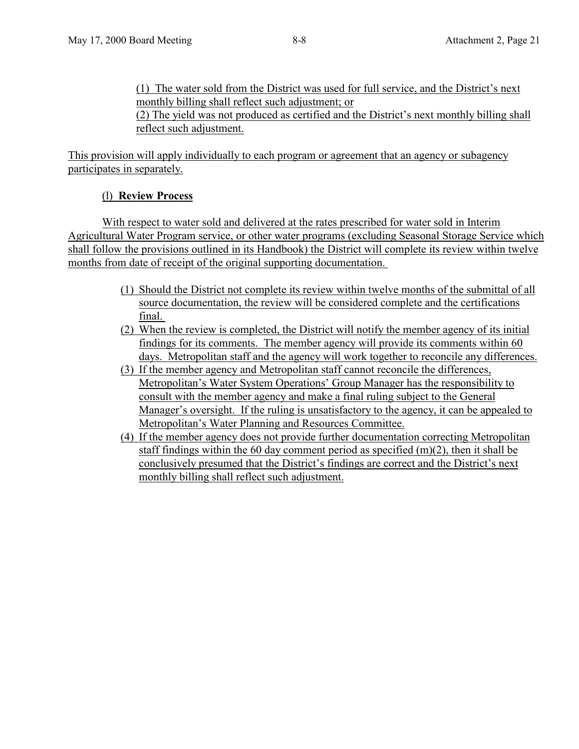(1) The water sold from the District was used for full service, and the District's next monthly billing shall reflect such adjustment; or
(2) The yield was not produced as certified and the District's next monthly billing shall reflect such adjustment.

This provision will apply individually to each program or agreement that an agency or subagency participates in separately.

### (l) **Review Process**

With respect to water sold and delivered at the rates prescribed for water sold in Interim Agricultural Water Program service, or other water programs (excluding Seasonal Storage Service which shall follow the provisions outlined in its Handbook) the District will complete its review within twelve months from date of receipt of the original supporting documentation.

(1) Should the District not complete its review within twelve months of the submittal of all source documentation, the review will be considered complete and the certifications final.
(2) When the review is completed, the District will notify the member agency of its initial findings for its comments. The member agency will provide its comments within 60 days. Metropolitan staff and the agency will work together to reconcile any differences.
(3) If the member agency and Metropolitan staff cannot reconcile the differences, Metropolitan's Water System Operations' Group Manager has the responsibility to consult with the member agency and make a final ruling subject to the General Manager's oversight. If the ruling is unsatisfactory to the agency, it can be appealed to Metropolitan's Water Planning and Resources Committee.
(4) If the member agency does not provide further documentation correcting Metropolitan staff findings within the 60 day comment period as specified (m)(2), then it shall be conclusively presumed that the District's findings are correct and the District's next monthly billing shall reflect such adjustment.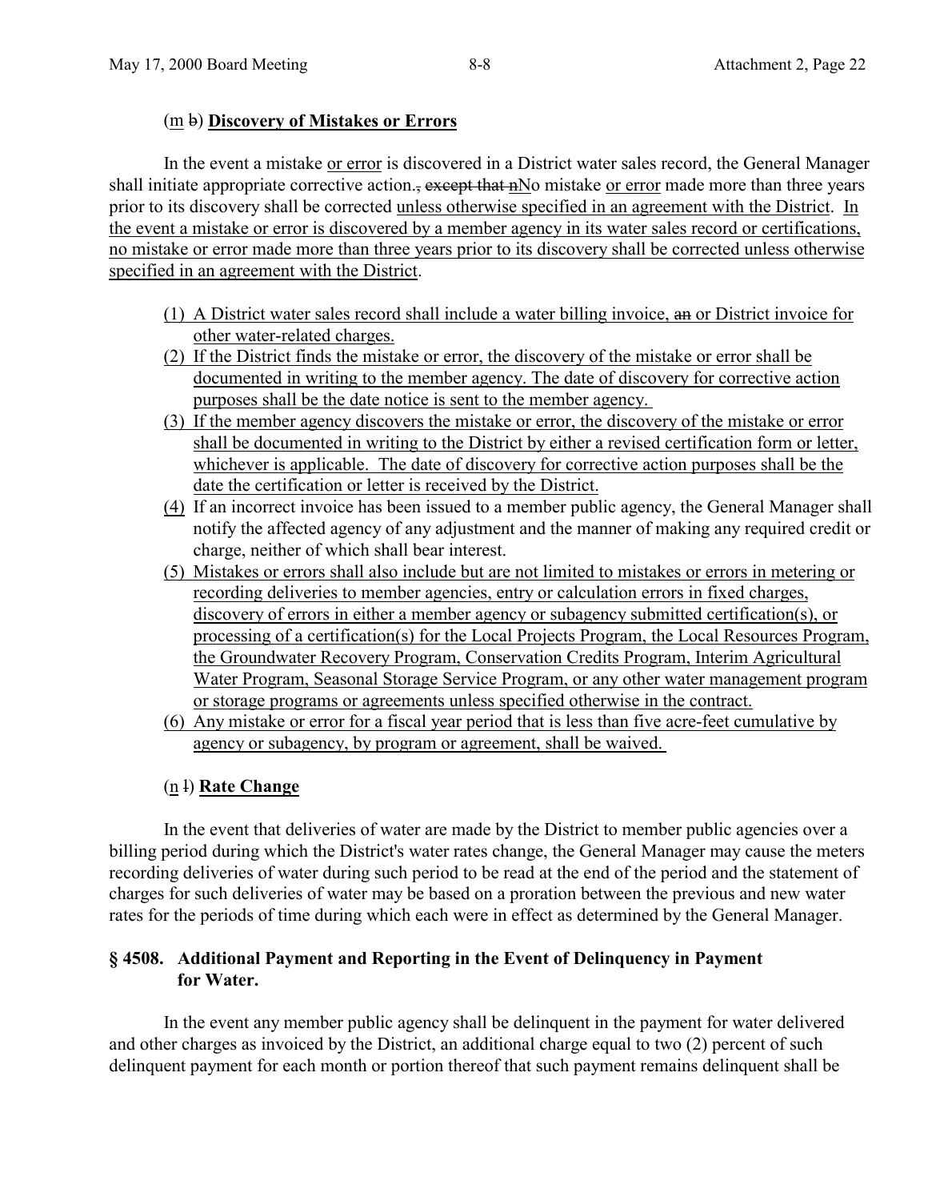(m b) **Discovery of Mistakes or Errors**

In the event a mistake or error is discovered in a District water sales record, the General Manager shall initiate appropriate corrective action., except that nNo mistake or error made more than three years prior to its discovery shall be corrected unless otherwise specified in an agreement with the District. In the event a mistake or error is discovered by a member agency in its water sales record or certifications, no mistake or error made more than three years prior to its discovery shall be corrected unless otherwise specified in an agreement with the District.

(1) A District water sales record shall include a water billing invoice, an or District invoice for other water-related charges.

(2) If the District finds the mistake or error, the discovery of the mistake or error shall be documented in writing to the member agency. The date of discovery for corrective action purposes shall be the date notice is sent to the member agency.

(3) If the member agency discovers the mistake or error, the discovery of the mistake or error shall be documented in writing to the District by either a revised certification form or letter, whichever is applicable. The date of discovery for corrective action purposes shall be the date the certification or letter is received by the District.

(4) If an incorrect invoice has been issued to a member public agency, the General Manager shall notify the affected agency of any adjustment and the manner of making any required credit or charge, neither of which shall bear interest.

(5) Mistakes or errors shall also include but are not limited to mistakes or errors in metering or recording deliveries to member agencies, entry or calculation errors in fixed charges, discovery of errors in either a member agency or subagency submitted certification(s), or processing of a certification(s) for the Local Projects Program, the Local Resources Program, the Groundwater Recovery Program, Conservation Credits Program, Interim Agricultural Water Program, Seasonal Storage Service Program, or any other water management program or storage programs or agreements unless specified otherwise in the contract.

(6) Any mistake or error for a fiscal year period that is less than five acre-feet cumulative by agency or subagency, by program or agreement, shall be waived.

(n l) **Rate Change**

In the event that deliveries of water are made by the District to member public agencies over a billing period during which the District's water rates change, the General Manager may cause the meters recording deliveries of water during such period to be read at the end of the period and the statement of charges for such deliveries of water may be based on a proration between the previous and new water rates for the periods of time during which each were in effect as determined by the General Manager.

### § 4508. Additional Payment and Reporting in the Event of Delinquency in Payment for Water.

In the event any member public agency shall be delinquent in the payment for water delivered and other charges as invoiced by the District, an additional charge equal to two (2) percent of such delinquent payment for each month or portion thereof that such payment remains delinquent shall be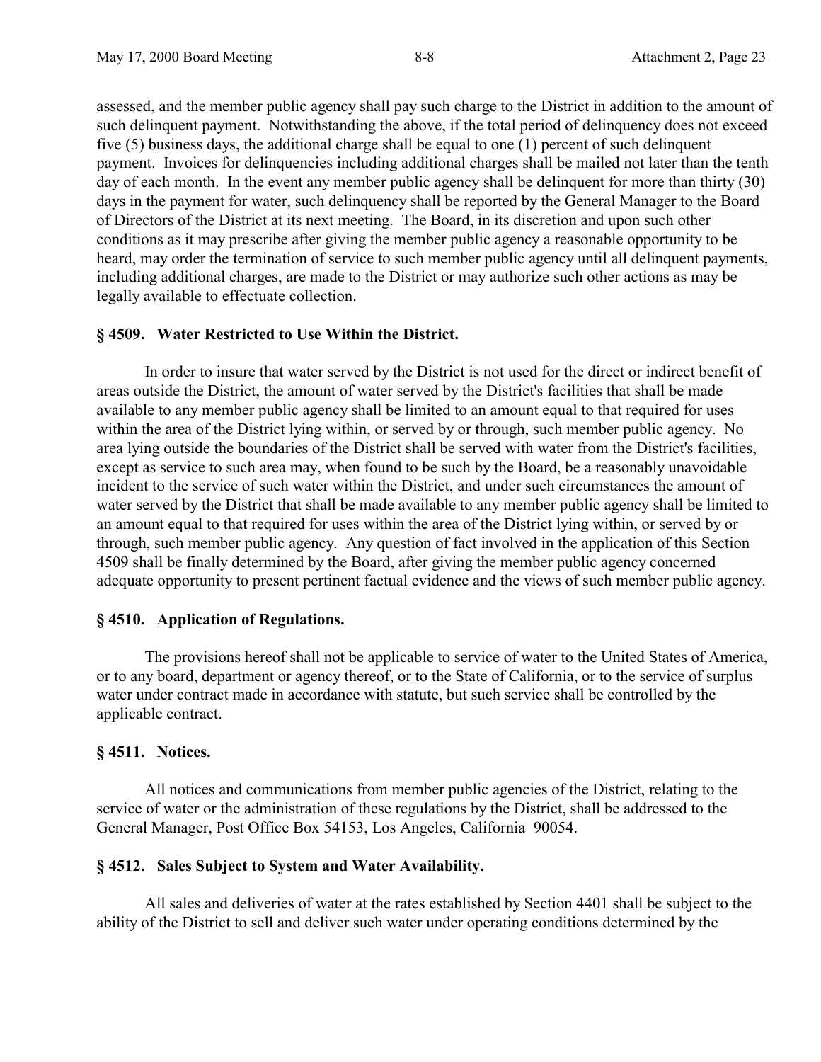assessed, and the member public agency shall pay such charge to the District in addition to the amount of such delinquent payment. Notwithstanding the above, if the total period of delinquency does not exceed five (5) business days, the additional charge shall be equal to one (1) percent of such delinquent payment. Invoices for delinquencies including additional charges shall be mailed not later than the tenth day of each month. In the event any member public agency shall be delinquent for more than thirty (30) days in the payment for water, such delinquency shall be reported by the General Manager to the Board of Directors of the District at its next meeting. The Board, in its discretion and upon such other conditions as it may prescribe after giving the member public agency a reasonable opportunity to be heard, may order the termination of service to such member public agency until all delinquent payments, including additional charges, are made to the District or may authorize such other actions as may be legally available to effectuate collection.

### § 4509. Water Restricted to Use Within the District.

In order to insure that water served by the District is not used for the direct or indirect benefit of areas outside the District, the amount of water served by the District's facilities that shall be made available to any member public agency shall be limited to an amount equal to that required for uses within the area of the District lying within, or served by or through, such member public agency. No area lying outside the boundaries of the District shall be served with water from the District's facilities, except as service to such area may, when found to be such by the Board, be a reasonably unavoidable incident to the service of such water within the District, and under such circumstances the amount of water served by the District that shall be made available to any member public agency shall be limited to an amount equal to that required for uses within the area of the District lying within, or served by or through, such member public agency. Any question of fact involved in the application of this Section 4509 shall be finally determined by the Board, after giving the member public agency concerned adequate opportunity to present pertinent factual evidence and the views of such member public agency.

### § 4510. Application of Regulations.

The provisions hereof shall not be applicable to service of water to the United States of America, or to any board, department or agency thereof, or to the State of California, or to the service of surplus water under contract made in accordance with statute, but such service shall be controlled by the applicable contract.

### § 4511. Notices.

All notices and communications from member public agencies of the District, relating to the service of water or the administration of these regulations by the District, shall be addressed to the General Manager, Post Office Box 54153, Los Angeles, California 90054.

### § 4512. Sales Subject to System and Water Availability.

All sales and deliveries of water at the rates established by Section 4401 shall be subject to the ability of the District to sell and deliver such water under operating conditions determined by the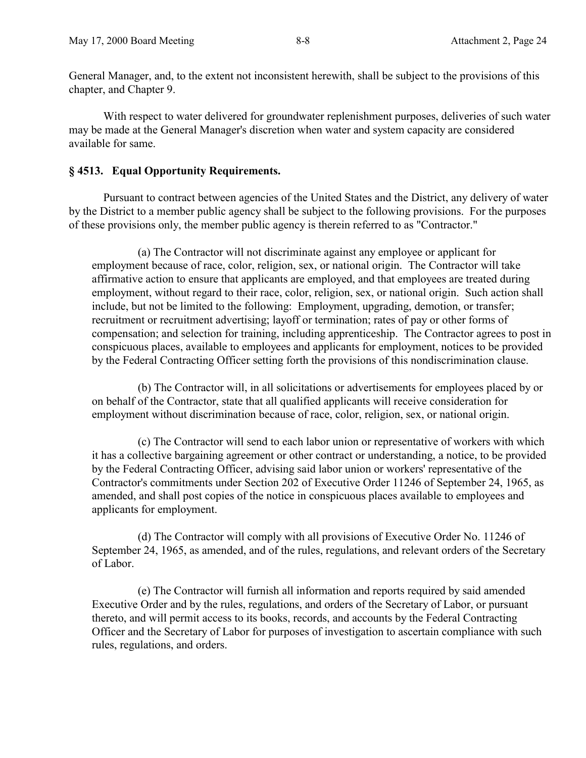General Manager, and, to the extent not inconsistent herewith, shall be subject to the provisions of this chapter, and Chapter 9.

With respect to water delivered for groundwater replenishment purposes, deliveries of such water may be made at the General Manager's discretion when water and system capacity are considered available for same.

### § 4513. Equal Opportunity Requirements.

Pursuant to contract between agencies of the United States and the District, any delivery of water by the District to a member public agency shall be subject to the following provisions. For the purposes of these provisions only, the member public agency is therein referred to as "Contractor."

(a) The Contractor will not discriminate against any employee or applicant for employment because of race, color, religion, sex, or national origin. The Contractor will take affirmative action to ensure that applicants are employed, and that employees are treated during employment, without regard to their race, color, religion, sex, or national origin. Such action shall include, but not be limited to the following: Employment, upgrading, demotion, or transfer; recruitment or recruitment advertising; layoff or termination; rates of pay or other forms of compensation; and selection for training, including apprenticeship. The Contractor agrees to post in conspicuous places, available to employees and applicants for employment, notices to be provided by the Federal Contracting Officer setting forth the provisions of this nondiscrimination clause.

(b) The Contractor will, in all solicitations or advertisements for employees placed by or on behalf of the Contractor, state that all qualified applicants will receive consideration for employment without discrimination because of race, color, religion, sex, or national origin.

(c) The Contractor will send to each labor union or representative of workers with which it has a collective bargaining agreement or other contract or understanding, a notice, to be provided by the Federal Contracting Officer, advising said labor union or workers' representative of the Contractor's commitments under Section 202 of Executive Order 11246 of September 24, 1965, as amended, and shall post copies of the notice in conspicuous places available to employees and applicants for employment.

(d) The Contractor will comply with all provisions of Executive Order No. 11246 of September 24, 1965, as amended, and of the rules, regulations, and relevant orders of the Secretary of Labor.

(e) The Contractor will furnish all information and reports required by said amended Executive Order and by the rules, regulations, and orders of the Secretary of Labor, or pursuant thereto, and will permit access to its books, records, and accounts by the Federal Contracting Officer and the Secretary of Labor for purposes of investigation to ascertain compliance with such rules, regulations, and orders.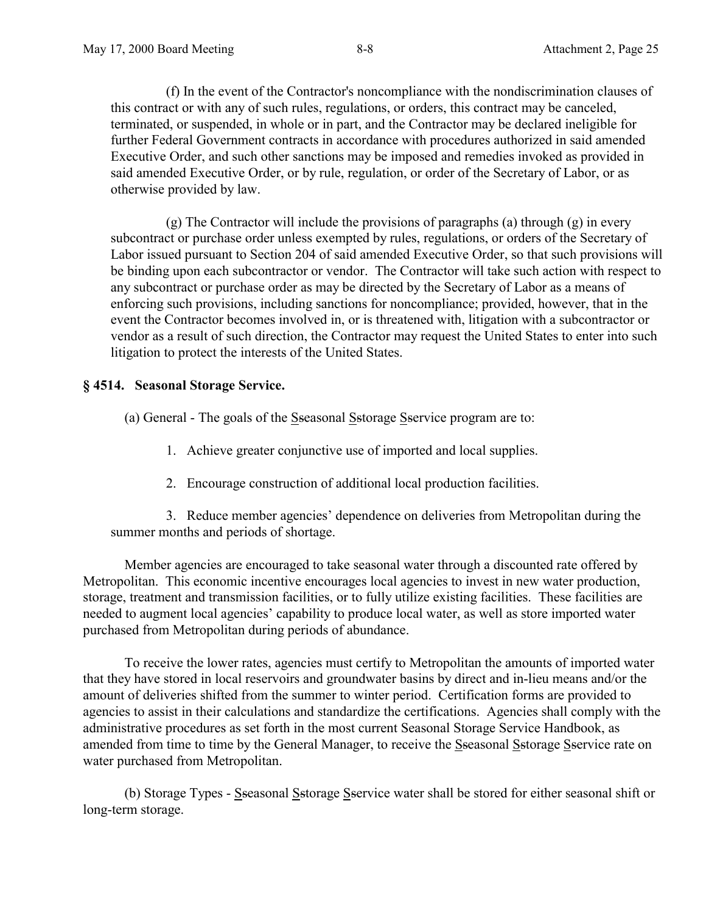(f) In the event of the Contractor's noncompliance with the nondiscrimination clauses of this contract or with any of such rules, regulations, or orders, this contract may be canceled, terminated, or suspended, in whole or in part, and the Contractor may be declared ineligible for further Federal Government contracts in accordance with procedures authorized in said amended Executive Order, and such other sanctions may be imposed and remedies invoked as provided in said amended Executive Order, or by rule, regulation, or order of the Secretary of Labor, or as otherwise provided by law.

(g) The Contractor will include the provisions of paragraphs (a) through (g) in every subcontract or purchase order unless exempted by rules, regulations, or orders of the Secretary of Labor issued pursuant to Section 204 of said amended Executive Order, so that such provisions will be binding upon each subcontractor or vendor. The Contractor will take such action with respect to any subcontract or purchase order as may be directed by the Secretary of Labor as a means of enforcing such provisions, including sanctions for noncompliance; provided, however, that in the event the Contractor becomes involved in, or is threatened with, litigation with a subcontractor or vendor as a result of such direction, the Contractor may request the United States to enter into such litigation to protect the interests of the United States.

**§ 4514. Seasonal Storage Service.**

(a) General - The goals of the <u>S</u>~~s~~easonal <u>S</u>~~s~~torage <u>S</u>~~s~~ervice program are to:

1. Achieve greater conjunctive use of imported and local supplies.
2. Encourage construction of additional local production facilities.
3. Reduce member agencies' dependence on deliveries from Metropolitan during the summer months and periods of shortage.

Member agencies are encouraged to take seasonal water through a discounted rate offered by Metropolitan. This economic incentive encourages local agencies to invest in new water production, storage, treatment and transmission facilities, or to fully utilize existing facilities. These facilities are needed to augment local agencies' capability to produce local water, as well as store imported water purchased from Metropolitan during periods of abundance.

To receive the lower rates, agencies must certify to Metropolitan the amounts of imported water that they have stored in local reservoirs and groundwater basins by direct and in-lieu means and/or the amount of deliveries shifted from the summer to winter period. Certification forms are provided to agencies to assist in their calculations and standardize the certifications. Agencies shall comply with the administrative procedures as set forth in the most current Seasonal Storage Service Handbook, as amended from time to time by the General Manager, to receive the <u>S</u>~~s~~easonal <u>S</u>~~s~~torage <u>S</u>~~s~~ervice rate on water purchased from Metropolitan.

(b) Storage Types - <u>S</u>~~s~~easonal <u>S</u>~~s~~torage <u>S</u>~~s~~ervice water shall be stored for either seasonal shift or long-term storage.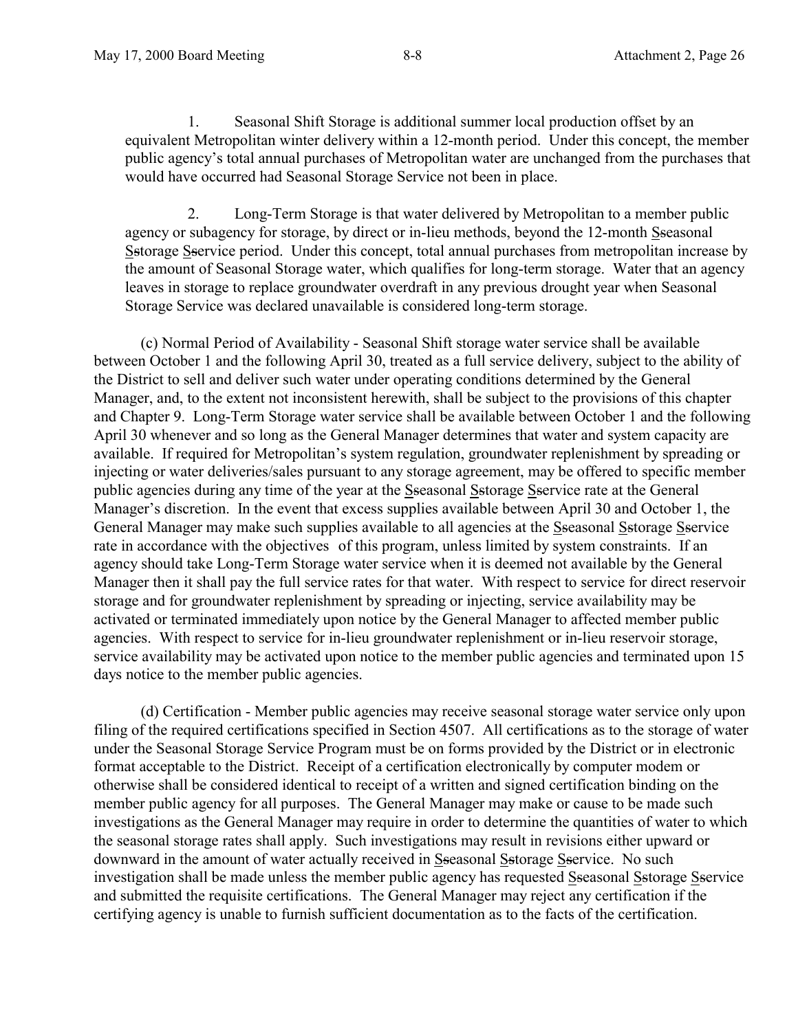1. Seasonal Shift Storage is additional summer local production offset by an equivalent Metropolitan winter delivery within a 12-month period. Under this concept, the member public agency's total annual purchases of Metropolitan water are unchanged from the purchases that would have occurred had Seasonal Storage Service not been in place.

2. Long-Term Storage is that water delivered by Metropolitan to a member public agency or subagency for storage, by direct or in-lieu methods, beyond the 12-month <u>S</u>~~s~~easonal <u>S</u>~~s~~torage <u>S</u>~~s~~ervice period. Under this concept, total annual purchases from metropolitan increase by the amount of Seasonal Storage water, which qualifies for long-term storage. Water that an agency leaves in storage to replace groundwater overdraft in any previous drought year when Seasonal Storage Service was declared unavailable is considered long-term storage.

(c) Normal Period of Availability - Seasonal Shift storage water service shall be available between October 1 and the following April 30, treated as a full service delivery, subject to the ability of the District to sell and deliver such water under operating conditions determined by the General Manager, and, to the extent not inconsistent herewith, shall be subject to the provisions of this chapter and Chapter 9. Long-Term Storage water service shall be available between October 1 and the following April 30 whenever and so long as the General Manager determines that water and system capacity are available. If required for Metropolitan's system regulation, groundwater replenishment by spreading or injecting or water deliveries/sales pursuant to any storage agreement, may be offered to specific member public agencies during any time of the year at the <u>S</u>~~s~~easonal <u>S</u>~~s~~torage <u>S</u>~~s~~ervice rate at the General Manager's discretion. In the event that excess supplies available between April 30 and October 1, the General Manager may make such supplies available to all agencies at the <u>S</u>~~s~~easonal <u>S</u>~~s~~torage <u>S</u>~~s~~ervice rate in accordance with the objectives of this program, unless limited by system constraints. If an agency should take Long-Term Storage water service when it is deemed not available by the General Manager then it shall pay the full service rates for that water. With respect to service for direct reservoir storage and for groundwater replenishment by spreading or injecting, service availability may be activated or terminated immediately upon notice by the General Manager to affected member public agencies. With respect to service for in-lieu groundwater replenishment or in-lieu reservoir storage, service availability may be activated upon notice to the member public agencies and terminated upon 15 days notice to the member public agencies.

(d) Certification - Member public agencies may receive seasonal storage water service only upon filing of the required certifications specified in Section 4507. All certifications as to the storage of water under the Seasonal Storage Service Program must be on forms provided by the District or in electronic format acceptable to the District. Receipt of a certification electronically by computer modem or otherwise shall be considered identical to receipt of a written and signed certification binding on the member public agency for all purposes. The General Manager may make or cause to be made such investigations as the General Manager may require in order to determine the quantities of water to which the seasonal storage rates shall apply. Such investigations may result in revisions either upward or downward in the amount of water actually received in <u>S</u>~~s~~easonal <u>S</u>~~s~~torage <u>S</u>~~s~~ervice. No such investigation shall be made unless the member public agency has requested <u>S</u>~~s~~easonal <u>S</u>~~s~~torage <u>S</u>~~s~~ervice and submitted the requisite certifications. The General Manager may reject any certification if the certifying agency is unable to furnish sufficient documentation as to the facts of the certification.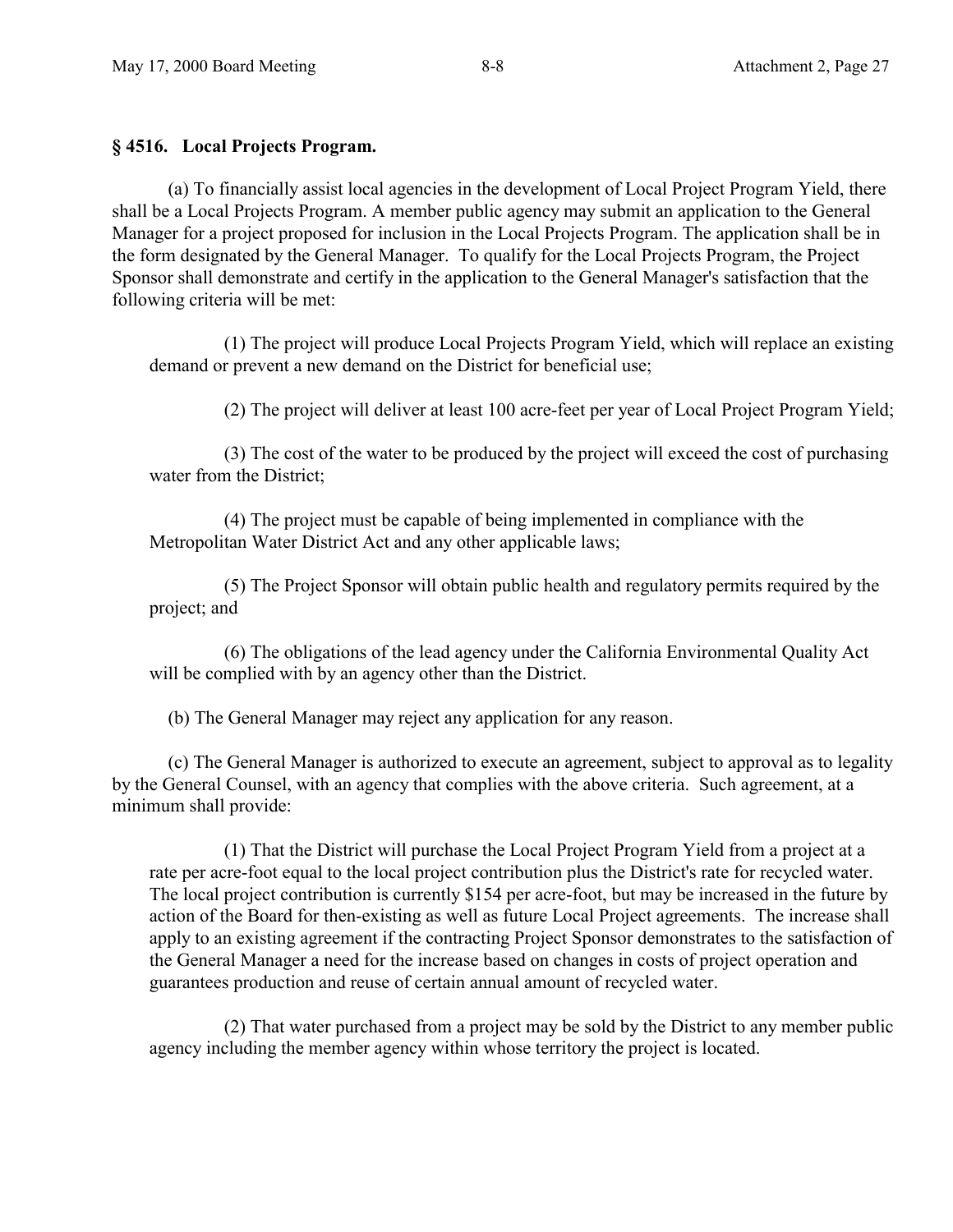### § 4516. Local Projects Program.

(a) To financially assist local agencies in the development of Local Project Program Yield, there shall be a Local Projects Program. A member public agency may submit an application to the General Manager for a project proposed for inclusion in the Local Projects Program. The application shall be in the form designated by the General Manager. To qualify for the Local Projects Program, the Project Sponsor shall demonstrate and certify in the application to the General Manager's satisfaction that the following criteria will be met:

(1) The project will produce Local Projects Program Yield, which will replace an existing demand or prevent a new demand on the District for beneficial use;

(2) The project will deliver at least 100 acre-feet per year of Local Project Program Yield;

(3) The cost of the water to be produced by the project will exceed the cost of purchasing water from the District;

(4) The project must be capable of being implemented in compliance with the Metropolitan Water District Act and any other applicable laws;

(5) The Project Sponsor will obtain public health and regulatory permits required by the project; and

(6) The obligations of the lead agency under the California Environmental Quality Act will be complied with by an agency other than the District.

(b) The General Manager may reject any application for any reason.

(c) The General Manager is authorized to execute an agreement, subject to approval as to legality by the General Counsel, with an agency that complies with the above criteria. Such agreement, at a minimum shall provide:

(1) That the District will purchase the Local Project Program Yield from a project at a rate per acre-foot equal to the local project contribution plus the District's rate for recycled water. The local project contribution is currently $154 per acre-foot, but may be increased in the future by action of the Board for then-existing as well as future Local Project agreements. The increase shall apply to an existing agreement if the contracting Project Sponsor demonstrates to the satisfaction of the General Manager a need for the increase based on changes in costs of project operation and guarantees production and reuse of certain annual amount of recycled water.

(2) That water purchased from a project may be sold by the District to any member public agency including the member agency within whose territory the project is located.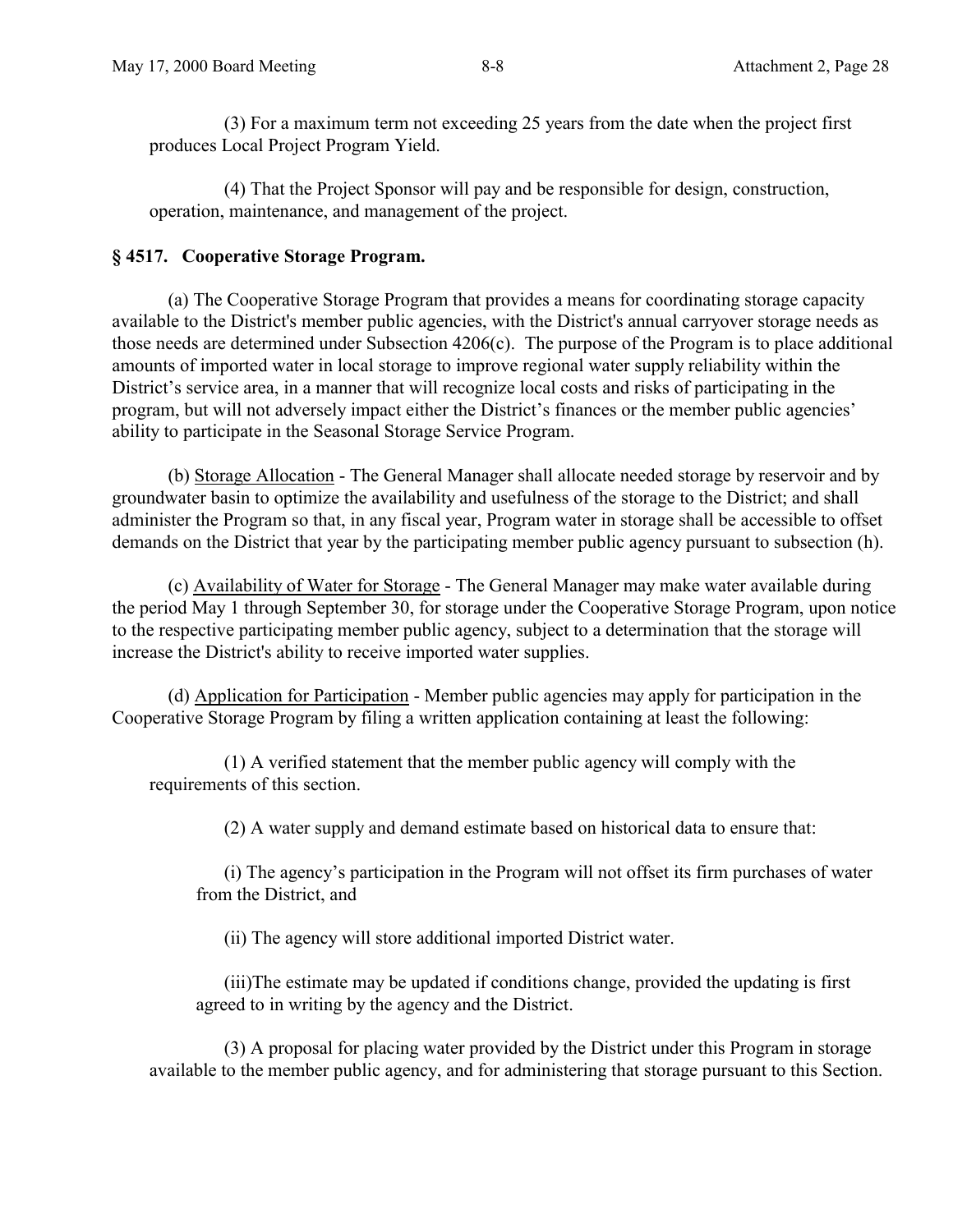(3) For a maximum term not exceeding 25 years from the date when the project first produces Local Project Program Yield.

(4) That the Project Sponsor will pay and be responsible for design, construction, operation, maintenance, and management of the project.

**§ 4517. Cooperative Storage Program.**

(a) The Cooperative Storage Program that provides a means for coordinating storage capacity available to the District's member public agencies, with the District's annual carryover storage needs as those needs are determined under Subsection 4206(c). The purpose of the Program is to place additional amounts of imported water in local storage to improve regional water supply reliability within the District's service area, in a manner that will recognize local costs and risks of participating in the program, but will not adversely impact either the District's finances or the member public agencies' ability to participate in the Seasonal Storage Service Program.

(b) Storage Allocation - The General Manager shall allocate needed storage by reservoir and by groundwater basin to optimize the availability and usefulness of the storage to the District; and shall administer the Program so that, in any fiscal year, Program water in storage shall be accessible to offset demands on the District that year by the participating member public agency pursuant to subsection (h).

(c) Availability of Water for Storage - The General Manager may make water available during the period May 1 through September 30, for storage under the Cooperative Storage Program, upon notice to the respective participating member public agency, subject to a determination that the storage will increase the District's ability to receive imported water supplies.

(d) Application for Participation - Member public agencies may apply for participation in the Cooperative Storage Program by filing a written application containing at least the following:

(1) A verified statement that the member public agency will comply with the requirements of this section.

(2) A water supply and demand estimate based on historical data to ensure that:

(i) The agency's participation in the Program will not offset its firm purchases of water from the District, and

(ii) The agency will store additional imported District water.

(iii)The estimate may be updated if conditions change, provided the updating is first agreed to in writing by the agency and the District.

(3) A proposal for placing water provided by the District under this Program in storage available to the member public agency, and for administering that storage pursuant to this Section.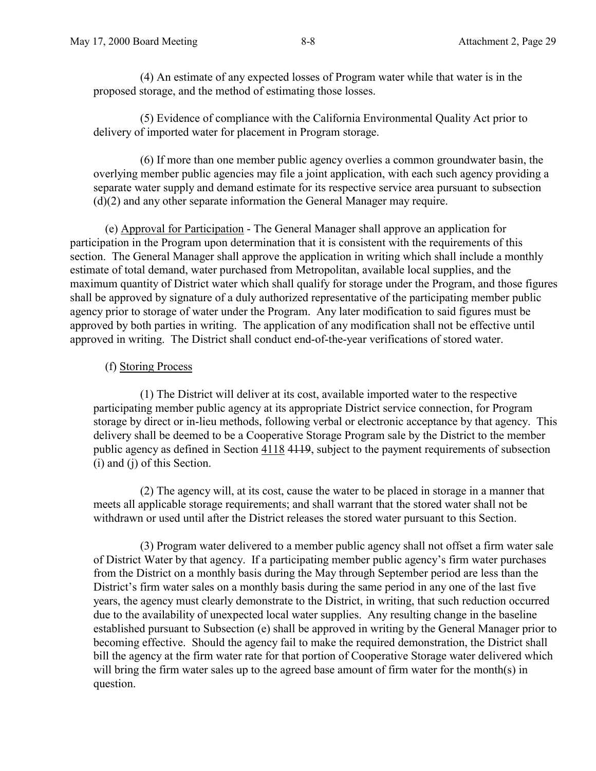(4) An estimate of any expected losses of Program water while that water is in the proposed storage, and the method of estimating those losses.

(5) Evidence of compliance with the California Environmental Quality Act prior to delivery of imported water for placement in Program storage.

(6) If more than one member public agency overlies a common groundwater basin, the overlying member public agencies may file a joint application, with each such agency providing a separate water supply and demand estimate for its respective service area pursuant to subsection (d)(2) and any other separate information the General Manager may require.

(e) Approval for Participation - The General Manager shall approve an application for participation in the Program upon determination that it is consistent with the requirements of this section. The General Manager shall approve the application in writing which shall include a monthly estimate of total demand, water purchased from Metropolitan, available local supplies, and the maximum quantity of District water which shall qualify for storage under the Program, and those figures shall be approved by signature of a duly authorized representative of the participating member public agency prior to storage of water under the Program. Any later modification to said figures must be approved by both parties in writing. The application of any modification shall not be effective until approved in writing. The District shall conduct end-of-the-year verifications of stored water.

(f) Storing Process

(1) The District will deliver at its cost, available imported water to the respective participating member public agency at its appropriate District service connection, for Program storage by direct or in-lieu methods, following verbal or electronic acceptance by that agency. This delivery shall be deemed to be a Cooperative Storage Program sale by the District to the member public agency as defined in Section 4118 ~~4119~~, subject to the payment requirements of subsection (i) and (j) of this Section.

(2) The agency will, at its cost, cause the water to be placed in storage in a manner that meets all applicable storage requirements; and shall warrant that the stored water shall not be withdrawn or used until after the District releases the stored water pursuant to this Section.

(3) Program water delivered to a member public agency shall not offset a firm water sale of District Water by that agency. If a participating member public agency's firm water purchases from the District on a monthly basis during the May through September period are less than the District's firm water sales on a monthly basis during the same period in any one of the last five years, the agency must clearly demonstrate to the District, in writing, that such reduction occurred due to the availability of unexpected local water supplies. Any resulting change in the baseline established pursuant to Subsection (e) shall be approved in writing by the General Manager prior to becoming effective. Should the agency fail to make the required demonstration, the District shall bill the agency at the firm water rate for that portion of Cooperative Storage water delivered which will bring the firm water sales up to the agreed base amount of firm water for the month(s) in question.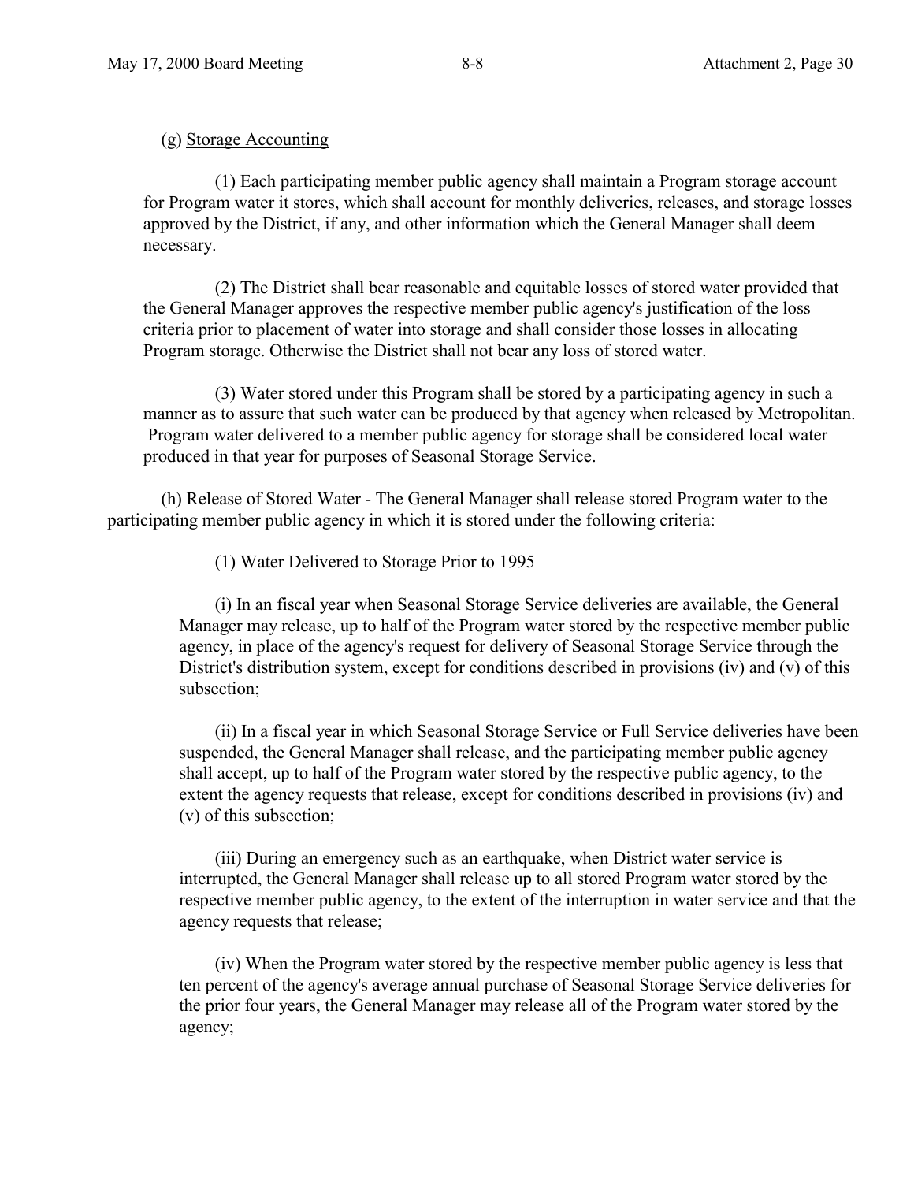(g) Storage Accounting

(1) Each participating member public agency shall maintain a Program storage account for Program water it stores, which shall account for monthly deliveries, releases, and storage losses approved by the District, if any, and other information which the General Manager shall deem necessary.

(2) The District shall bear reasonable and equitable losses of stored water provided that the General Manager approves the respective member public agency's justification of the loss criteria prior to placement of water into storage and shall consider those losses in allocating Program storage. Otherwise the District shall not bear any loss of stored water.

(3) Water stored under this Program shall be stored by a participating agency in such a manner as to assure that such water can be produced by that agency when released by Metropolitan. Program water delivered to a member public agency for storage shall be considered local water produced in that year for purposes of Seasonal Storage Service.

(h) Release of Stored Water - The General Manager shall release stored Program water to the participating member public agency in which it is stored under the following criteria:

(1) Water Delivered to Storage Prior to 1995

(i) In an fiscal year when Seasonal Storage Service deliveries are available, the General Manager may release, up to half of the Program water stored by the respective member public agency, in place of the agency's request for delivery of Seasonal Storage Service through the District's distribution system, except for conditions described in provisions (iv) and (v) of this subsection;

(ii) In a fiscal year in which Seasonal Storage Service or Full Service deliveries have been suspended, the General Manager shall release, and the participating member public agency shall accept, up to half of the Program water stored by the respective public agency, to the extent the agency requests that release, except for conditions described in provisions (iv) and (v) of this subsection;

(iii) During an emergency such as an earthquake, when District water service is interrupted, the General Manager shall release up to all stored Program water stored by the respective member public agency, to the extent of the interruption in water service and that the agency requests that release;

(iv) When the Program water stored by the respective member public agency is less that ten percent of the agency's average annual purchase of Seasonal Storage Service deliveries for the prior four years, the General Manager may release all of the Program water stored by the agency;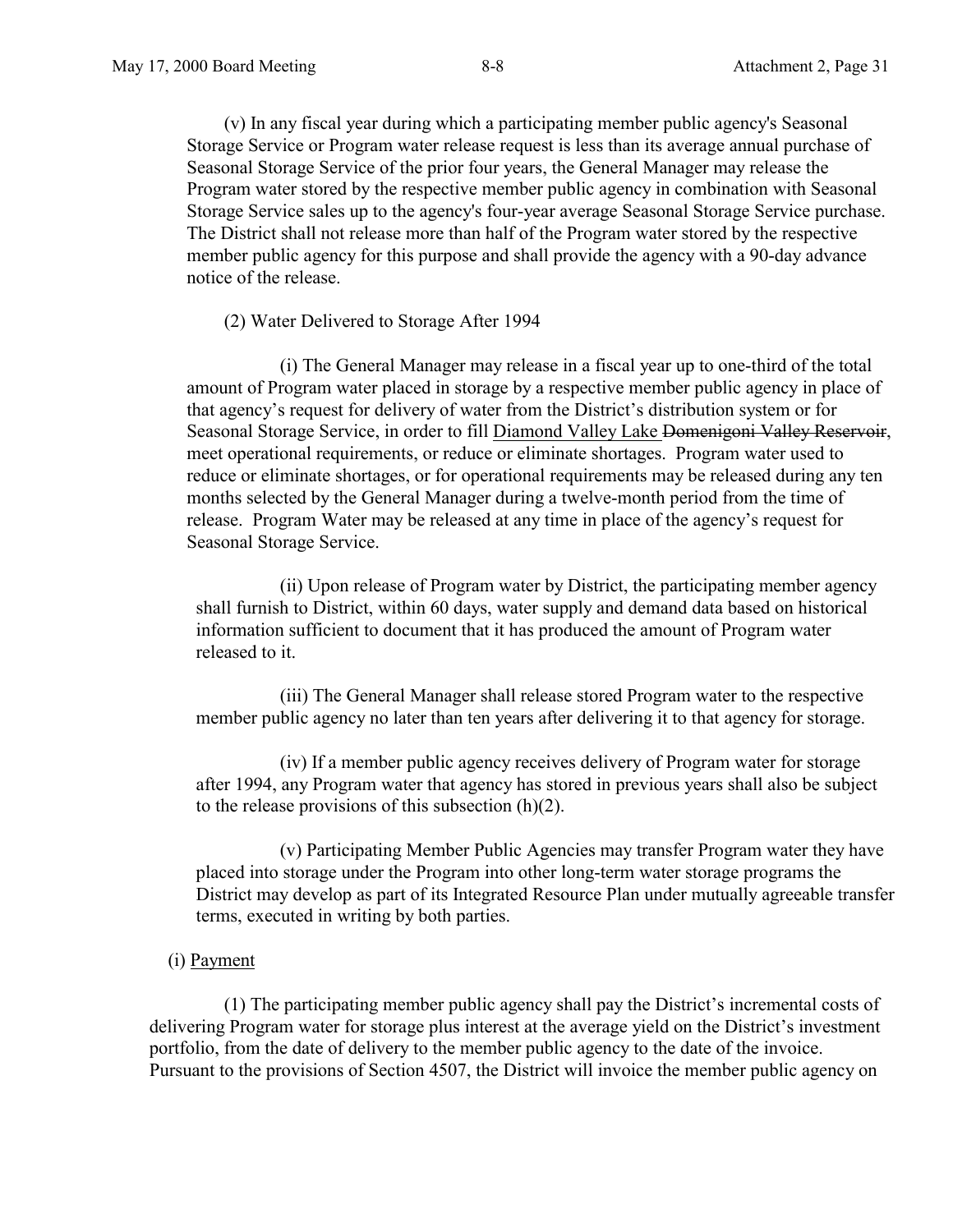(v) In any fiscal year during which a participating member public agency's Seasonal Storage Service or Program water release request is less than its average annual purchase of Seasonal Storage Service of the prior four years, the General Manager may release the Program water stored by the respective member public agency in combination with Seasonal Storage Service sales up to the agency's four-year average Seasonal Storage Service purchase. The District shall not release more than half of the Program water stored by the respective member public agency for this purpose and shall provide the agency with a 90-day advance notice of the release.

(2) Water Delivered to Storage After 1994

(i) The General Manager may release in a fiscal year up to one-third of the total amount of Program water placed in storage by a respective member public agency in place of that agency's request for delivery of water from the District's distribution system or for Seasonal Storage Service, in order to fill <u>Diamond Valley Lake</u> ~~Domenigoni Valley Reservoir~~, meet operational requirements, or reduce or eliminate shortages. Program water used to reduce or eliminate shortages, or for operational requirements may be released during any ten months selected by the General Manager during a twelve-month period from the time of release. Program Water may be released at any time in place of the agency's request for Seasonal Storage Service.

(ii) Upon release of Program water by District, the participating member agency shall furnish to District, within 60 days, water supply and demand data based on historical information sufficient to document that it has produced the amount of Program water released to it.

(iii) The General Manager shall release stored Program water to the respective member public agency no later than ten years after delivering it to that agency for storage.

(iv) If a member public agency receives delivery of Program water for storage after 1994, any Program water that agency has stored in previous years shall also be subject to the release provisions of this subsection (h)(2).

(v) Participating Member Public Agencies may transfer Program water they have placed into storage under the Program into other long-term water storage programs the District may develop as part of its Integrated Resource Plan under mutually agreeable transfer terms, executed in writing by both parties.

(i) <u>Payment</u>

(1) The participating member public agency shall pay the District's incremental costs of delivering Program water for storage plus interest at the average yield on the District's investment portfolio, from the date of delivery to the member public agency to the date of the invoice. Pursuant to the provisions of Section 4507, the District will invoice the member public agency on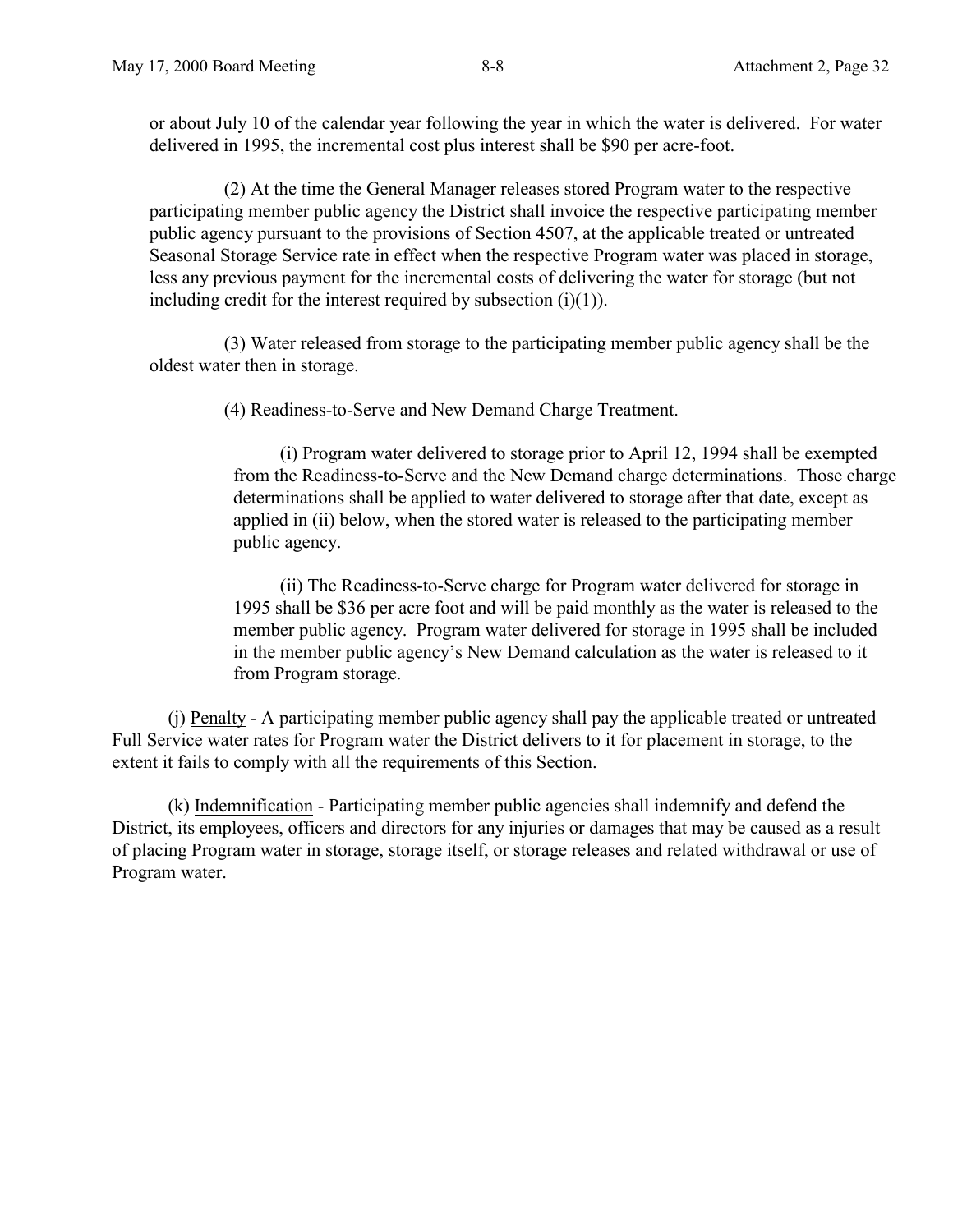or about July 10 of the calendar year following the year in which the water is delivered. For water delivered in 1995, the incremental cost plus interest shall be $90 per acre-foot.

(2) At the time the General Manager releases stored Program water to the respective participating member public agency the District shall invoice the respective participating member public agency pursuant to the provisions of Section 4507, at the applicable treated or untreated Seasonal Storage Service rate in effect when the respective Program water was placed in storage, less any previous payment for the incremental costs of delivering the water for storage (but not including credit for the interest required by subsection (i)(1)).

(3) Water released from storage to the participating member public agency shall be the oldest water then in storage.

(4) Readiness-to-Serve and New Demand Charge Treatment.

(i) Program water delivered to storage prior to April 12, 1994 shall be exempted from the Readiness-to-Serve and the New Demand charge determinations. Those charge determinations shall be applied to water delivered to storage after that date, except as applied in (ii) below, when the stored water is released to the participating member public agency.

(ii) The Readiness-to-Serve charge for Program water delivered for storage in 1995 shall be $36 per acre foot and will be paid monthly as the water is released to the member public agency. Program water delivered for storage in 1995 shall be included in the member public agency's New Demand calculation as the water is released to it from Program storage.

(j) Penalty - A participating member public agency shall pay the applicable treated or untreated Full Service water rates for Program water the District delivers to it for placement in storage, to the extent it fails to comply with all the requirements of this Section.

(k) Indemnification - Participating member public agencies shall indemnify and defend the District, its employees, officers and directors for any injuries or damages that may be caused as a result of placing Program water in storage, storage itself, or storage releases and related withdrawal or use of Program water.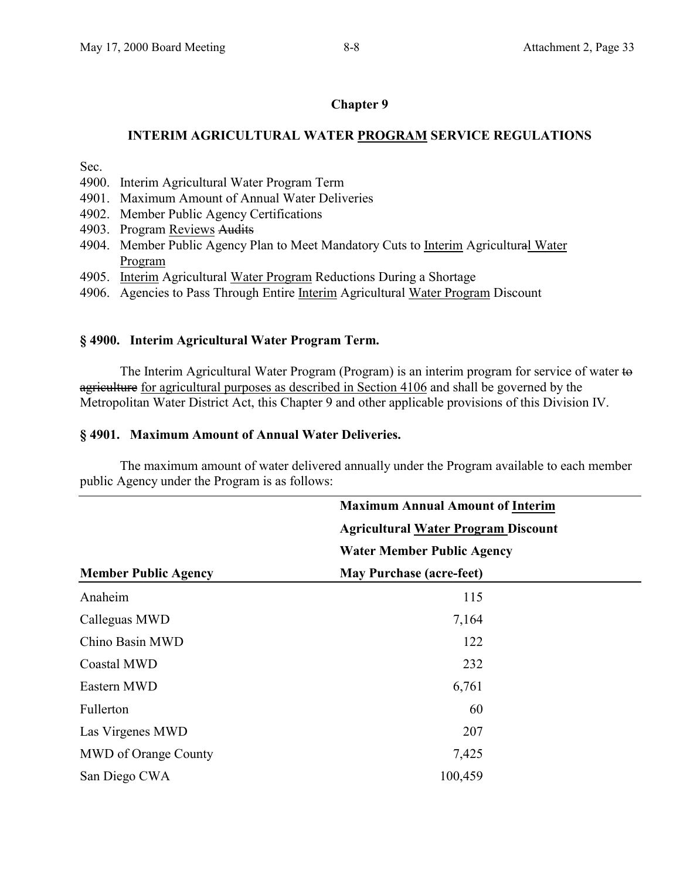**Chapter 9**

**INTERIM AGRICULTURAL WATER PROGRAM SERVICE REGULATIONS**

Sec.
4900. Interim Agricultural Water Program Term
4901. Maximum Amount of Annual Water Deliveries
4902. Member Public Agency Certifications
4903. Program Reviews ~~Audits~~
4904. Member Public Agency Plan to Meet Mandatory Cuts to Interim Agricultural~~a~~l Water Program
4905. Interim Agricultural Water Program Reductions During a Shortage
4906. Agencies to Pass Through Entire Interim Agricultural Water Program Discount

**§ 4900. Interim Agricultural Water Program Term.**

The Interim Agricultural Water Program (Program) is an interim program for service of water ~~to agriculture~~ for agricultural purposes as described in Section 4106 and shall be governed by the Metropolitan Water District Act, this Chapter 9 and other applicable provisions of this Division IV.

**§ 4901. Maximum Amount of Annual Water Deliveries.**

The maximum amount of water delivered annually under the Program available to each member public Agency under the Program is as follows:

| Member Public Agency | Maximum Annual Amount of Interim Agricultural Water Program Discount Water Member Public Agency May Purchase (acre-feet) |
|---|---|
| Anaheim | 115 |
| Calleguas MWD | 7,164 |
| Chino Basin MWD | 122 |
| Coastal MWD | 232 |
| Eastern MWD | 6,761 |
| Fullerton | 60 |
| Las Virgenes MWD | 207 |
| MWD of Orange County | 7,425 |
| San Diego CWA | 100,459 |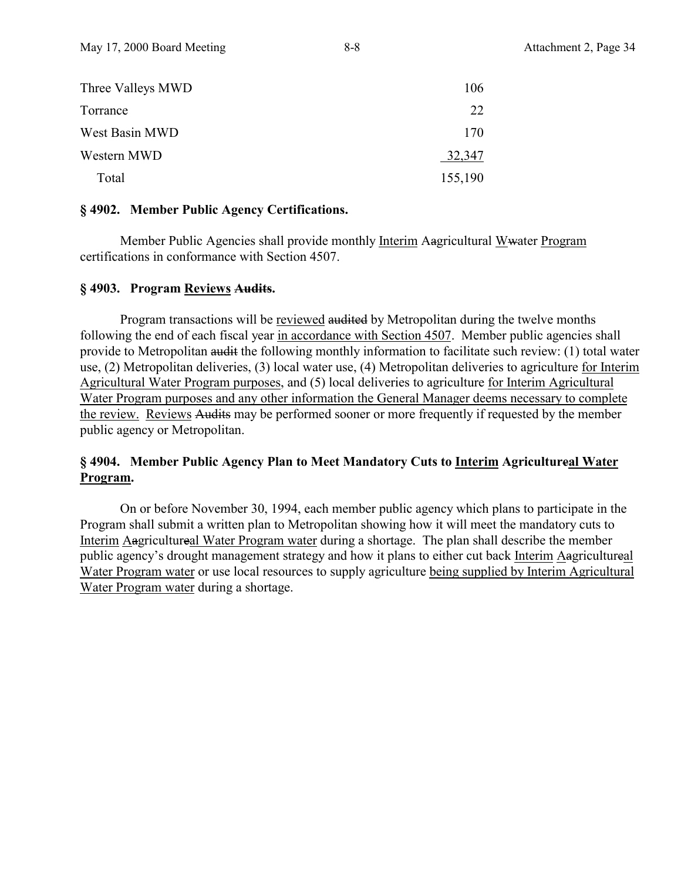| | |
|---|---:|
| Three Valleys MWD | 106 |
| Torrance | 22 |
| West Basin MWD | 170 |
| Western MWD | 32,347 |
| Total | 155,190 |

### § 4902. Member Public Agency Certifications.

Member Public Agencies shall provide monthly <u>Interim</u> A~~a~~gricultural <u>W</u>~~w~~ater <u>Program</u> certifications in conformance with Section 4507.

### § 4903. Program <u>Reviews</u> ~~Audits~~.

Program transactions will be <u>reviewed</u> ~~audited~~ by Metropolitan during the twelve months following the end of each fiscal year <u>in accordance with Section 4507</u>. Member public agencies shall provide to Metropolitan ~~audit~~ the following monthly information to facilitate such review: (1) total water use, (2) Metropolitan deliveries, (3) local water use, (4) Metropolitan deliveries to agriculture <u>for Interim Agricultural Water Program purposes</u>, and (5) local deliveries to agriculture <u>for Interim Agricultural Water Program purposes and any other information the General Manager deems necessary to complete the review.</u> <u>Reviews</u> ~~Audits~~ may be performed sooner or more frequently if requested by the member public agency or Metropolitan.

### § 4904. Member Public Agency Plan to Meet Mandatory Cuts to <u>Interim</u> Agricultur~~e~~<u>al Water Program</u>.

On or before November 30, 1994, each member public agency which plans to participate in the Program shall submit a written plan to Metropolitan showing how it will meet the mandatory cuts to <u>Interim</u> <u>A</u>~~a~~gricultur~~e~~<u>al Water Program water</u> during a shortage. The plan shall describe the member public agency's drought management strategy and how it plans to either cut back <u>Interim</u> <u>A</u>~~a~~gricultur~~e~~<u>al Water Program water</u> or use local resources to supply agriculture <u>being supplied by Interim Agricultural Water Program water</u> during a shortage.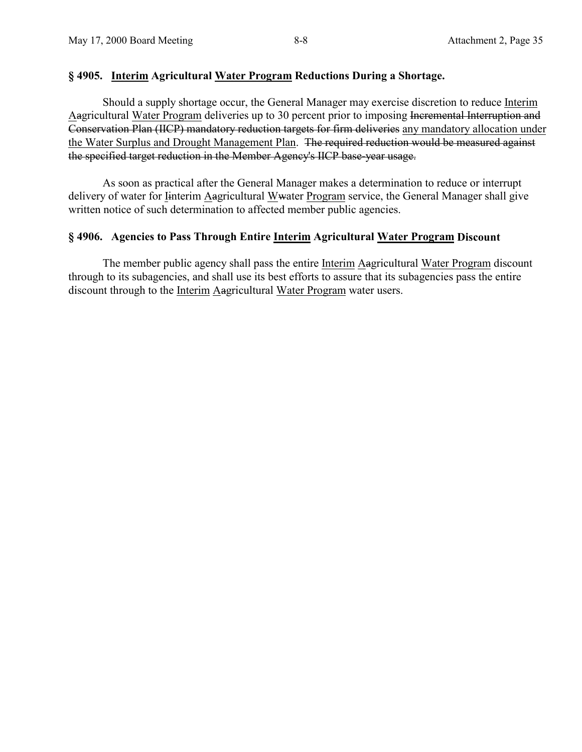### § 4905. <u>Interim</u> Agricultural <u>Water Program</u> Reductions During a Shortage.

Should a supply shortage occur, the General Manager may exercise discretion to reduce <u>Interim</u> <u>A</u>~~a~~gricultural <u>Water Program</u> deliveries up to 30 percent prior to imposing ~~Incremental Interruption and Conservation Plan (IICP) mandatory reduction targets for firm deliveries~~ <u>any mandatory allocation under the Water Surplus and Drought Management Plan</u>. ~~The required reduction would be measured against the specified target reduction in the Member Agency's IICP base-year usage.~~

As soon as practical after the General Manager makes a determination to reduce or interrupt delivery of water for <u>I</u>~~i~~nterim <u>A</u>~~a~~gricultural <u>W</u>~~w~~ater <u>Program</u> service, the General Manager shall give written notice of such determination to affected member public agencies.

### § 4906. Agencies to Pass Through Entire <u>Interim</u> Agricultural <u>Water Program</u> Discount

The member public agency shall pass the entire <u>Interim</u> <u>A</u>~~a~~gricultural <u>Water Program</u> discount through to its subagencies, and shall use its best efforts to assure that its subagencies pass the entire discount through to the <u>Interim</u> <u>A</u>~~a~~gricultural <u>Water Program</u> water users.